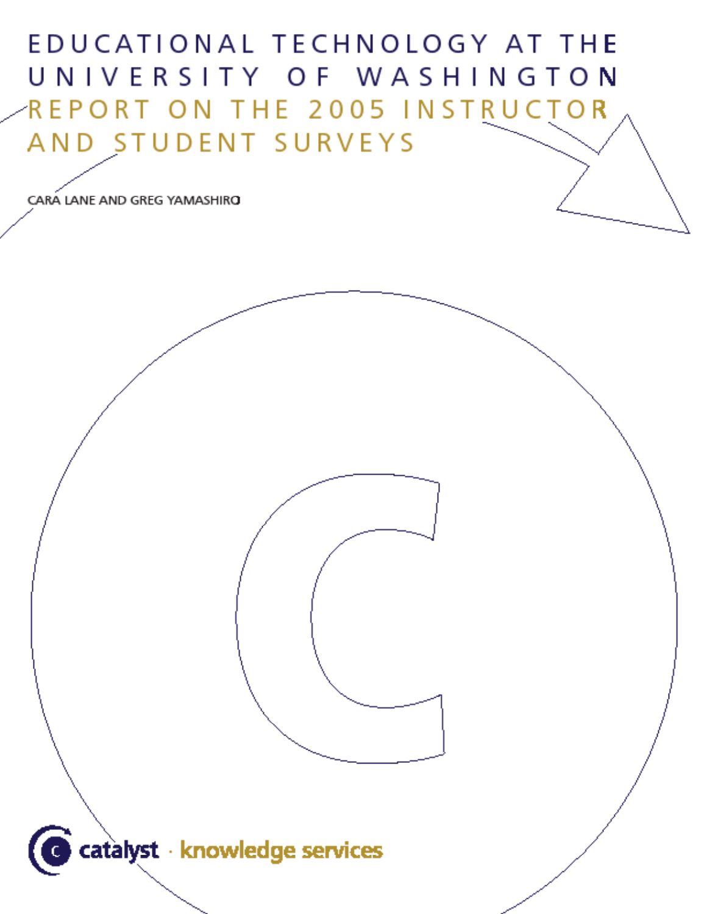# EDUCATIONAL TECHNOLOGY AT THE UNIVERSITY OF WASHINGTON

## REPORT ON THE 2005 INSTRUCTOR AND STUDENT SURVEYS

CARA LANE AND GREG YAMASHIRO

catalyst · knowledge services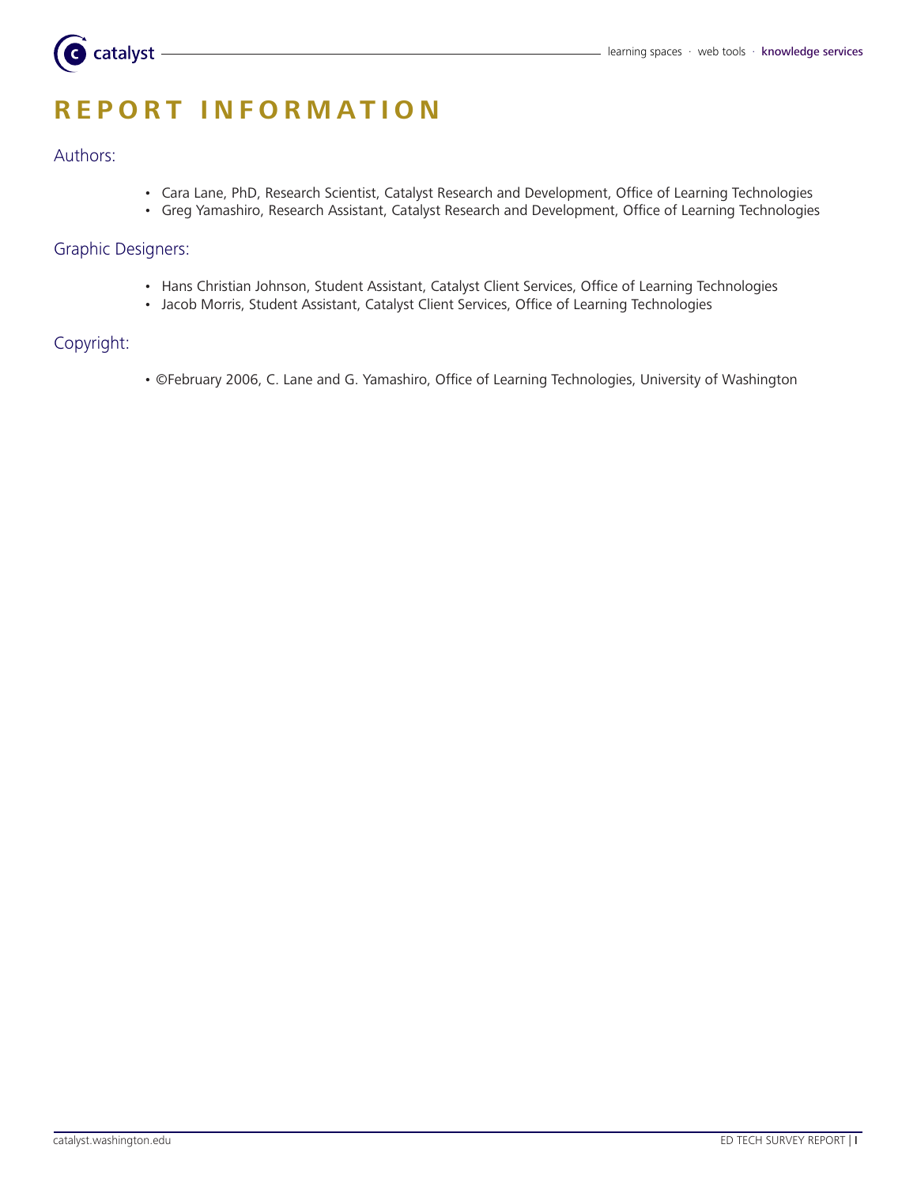# REPORT INFORMATION

## Authors:

- Cara Lane, PhD, Research Scientist, Catalyst Research and Development, Office of Learning Technologies
- Greg Yamashiro, Research Assistant, Catalyst Research and Development, Office of Learning Technologies

## Graphic Designers:

- Hans Christian Johnson, Student Assistant, Catalyst Client Services, Office of Learning Technologies
- Jacob Morris, Student Assistant, Catalyst Client Services, Office of Learning Technologies

## Copyright:

- ©February 2006, C. Lane and G. Yamashiro, Office of Learning Technologies, University of Washington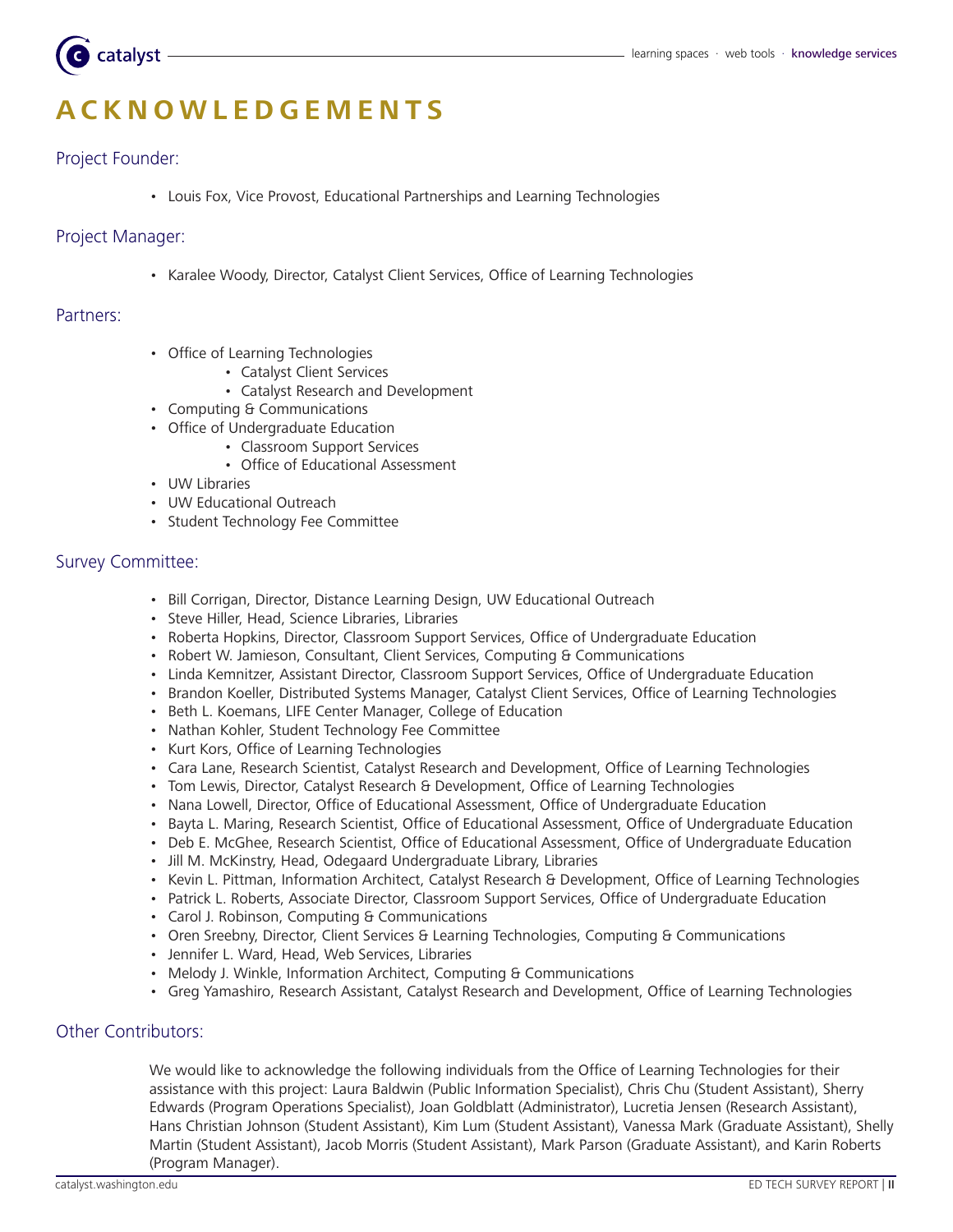# ACKNOWLEDGEMENTS

## Project Founder:

- Louis Fox, Vice Provost, Educational Partnerships and Learning Technologies

## Project Manager:

- Karalee Woody, Director, Catalyst Client Services, Office of Learning Technologies

## Partners:

- Office of Learning Technologies
    - Catalyst Client Services
    - Catalyst Research and Development
- Computing & Communications
- Office of Undergraduate Education
    - Classroom Support Services
    - Office of Educational Assessment
- UW Libraries
- UW Educational Outreach
- Student Technology Fee Committee

## Survey Committee:

- Bill Corrigan, Director, Distance Learning Design, UW Educational Outreach
- Steve Hiller, Head, Science Libraries, Libraries
- Roberta Hopkins, Director, Classroom Support Services, Office of Undergraduate Education
- Robert W. Jamieson, Consultant, Client Services, Computing & Communications
- Linda Kemnitzer, Assistant Director, Classroom Support Services, Office of Undergraduate Education
- Brandon Koeller, Distributed Systems Manager, Catalyst Client Services, Office of Learning Technologies
- Beth L. Koemans, LIFE Center Manager, College of Education
- Nathan Kohler, Student Technology Fee Committee
- Kurt Kors, Office of Learning Technologies
- Cara Lane, Research Scientist, Catalyst Research and Development, Office of Learning Technologies
- Tom Lewis, Director, Catalyst Research & Development, Office of Learning Technologies
- Nana Lowell, Director, Office of Educational Assessment, Office of Undergraduate Education
- Bayta L. Maring, Research Scientist, Office of Educational Assessment, Office of Undergraduate Education
- Deb E. McGhee, Research Scientist, Office of Educational Assessment, Office of Undergraduate Education
- Jill M. McKinstry, Head, Odegaard Undergraduate Library, Libraries
- Kevin L. Pittman, Information Architect, Catalyst Research & Development, Office of Learning Technologies
- Patrick L. Roberts, Associate Director, Classroom Support Services, Office of Undergraduate Education
- Carol J. Robinson, Computing & Communications
- Oren Sreebny, Director, Client Services & Learning Technologies, Computing & Communications
- Jennifer L. Ward, Head, Web Services, Libraries
- Melody J. Winkle, Information Architect, Computing & Communications
- Greg Yamashiro, Research Assistant, Catalyst Research and Development, Office of Learning Technologies

## Other Contributors:

We would like to acknowledge the following individuals from the Office of Learning Technologies for their assistance with this project: Laura Baldwin (Public Information Specialist), Chris Chu (Student Assistant), Sherry Edwards (Program Operations Specialist), Joan Goldblatt (Administrator), Lucretia Jensen (Research Assistant), Hans Christian Johnson (Student Assistant), Kim Lum (Student Assistant), Vanessa Mark (Graduate Assistant), Shelly Martin (Student Assistant), Jacob Morris (Student Assistant), Mark Parson (Graduate Assistant), and Karin Roberts (Program Manager).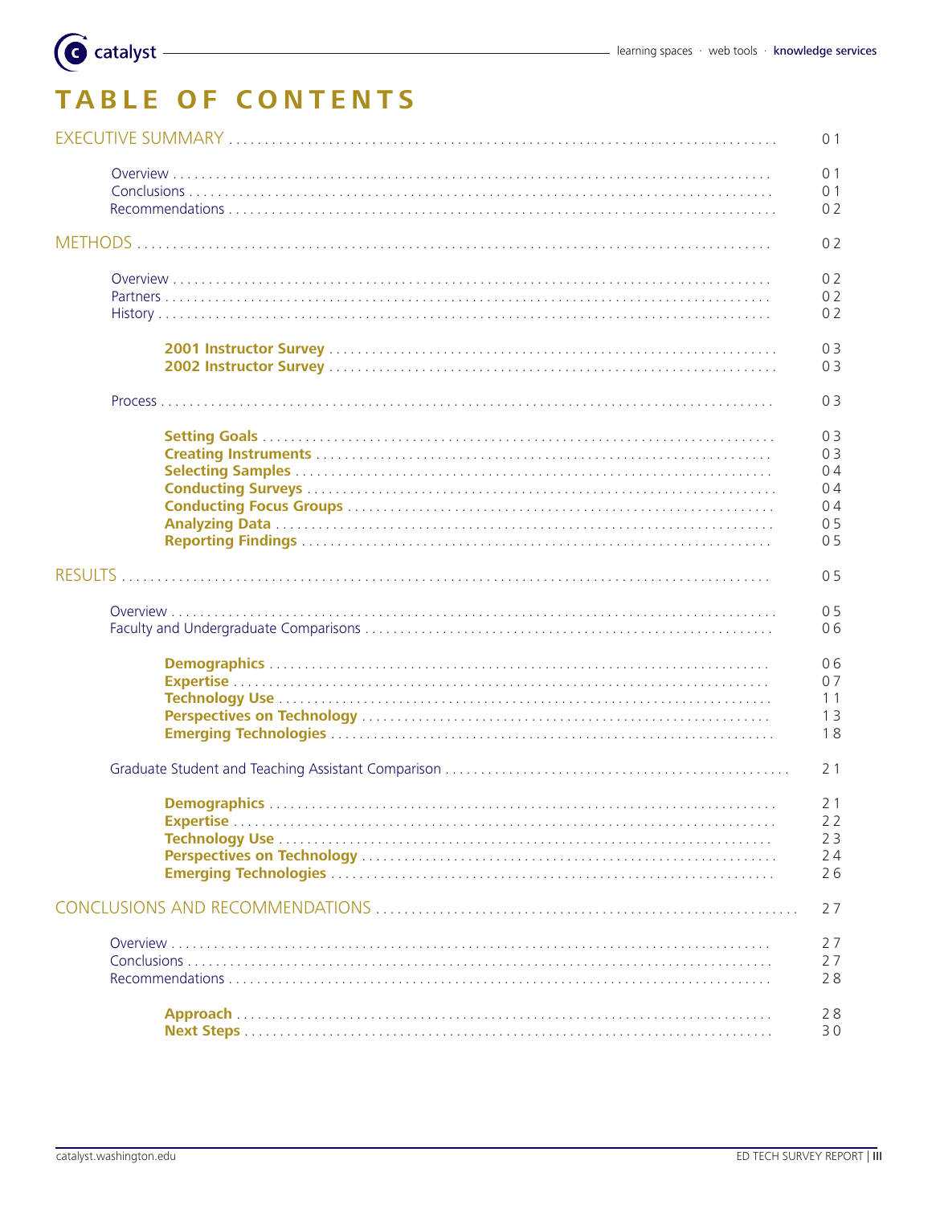# TABLE OF CONTENTS

EXECUTIVE SUMMARY ........ 01

- Overview ........ 01
- Conclusions ........ 01
- Recommendations ........ 02

METHODS ........ 02

- Overview ........ 02
- Partners ........ 02
- History ........ 02
  - **2001 Instructor Survey** ........ 03
  - **2002 Instructor Survey** ........ 03
- Process ........ 03
  - **Setting Goals** ........ 03
  - **Creating Instruments** ........ 03
  - **Selecting Samples** ........ 04
  - **Conducting Surveys** ........ 04
  - **Conducting Focus Groups** ........ 04
  - **Analyzing Data** ........ 05
  - **Reporting Findings** ........ 05

RESULTS ........ 05

- Overview ........ 05
- Faculty and Undergraduate Comparisons ........ 06
  - **Demographics** ........ 06
  - **Expertise** ........ 07
  - **Technology Use** ........ 11
  - **Perspectives on Technology** ........ 13
  - **Emerging Technologies** ........ 18
- Graduate Student and Teaching Assistant Comparison ........ 21
  - **Demographics** ........ 21
  - **Expertise** ........ 22
  - **Technology Use** ........ 23
  - **Perspectives on Technology** ........ 24
  - **Emerging Technologies** ........ 26

CONCLUSIONS AND RECOMMENDATIONS ........ 27

- Overview ........ 27
- Conclusions ........ 27
- Recommendations ........ 28
  - **Approach** ........ 28
  - **Next Steps** ........ 30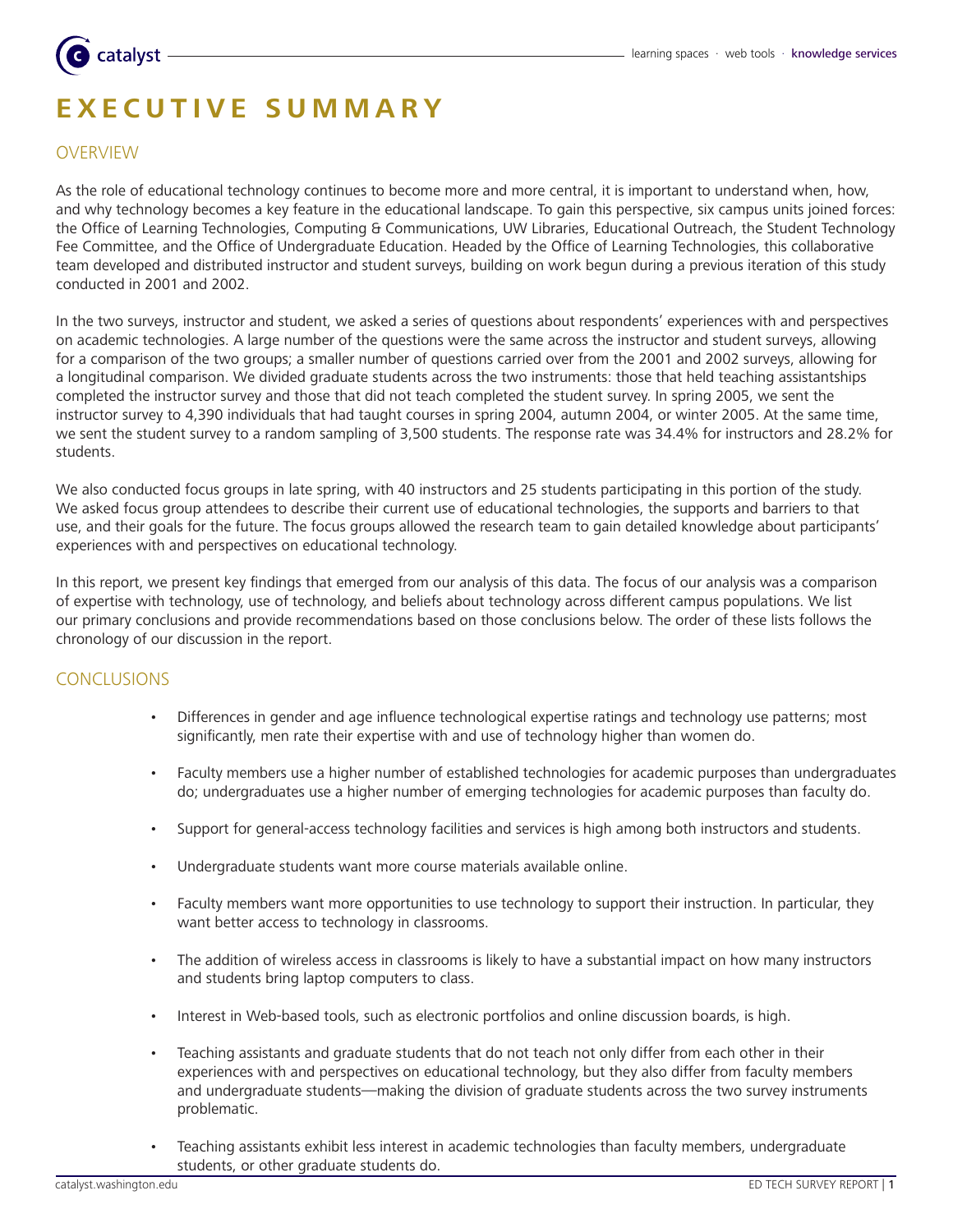# EXECUTIVE SUMMARY

## OVERVIEW

As the role of educational technology continues to become more and more central, it is important to understand when, how, and why technology becomes a key feature in the educational landscape. To gain this perspective, six campus units joined forces: the Office of Learning Technologies, Computing & Communications, UW Libraries, Educational Outreach, the Student Technology Fee Committee, and the Office of Undergraduate Education. Headed by the Office of Learning Technologies, this collaborative team developed and distributed instructor and student surveys, building on work begun during a previous iteration of this study conducted in 2001 and 2002.

In the two surveys, instructor and student, we asked a series of questions about respondents' experiences with and perspectives on academic technologies. A large number of the questions were the same across the instructor and student surveys, allowing for a comparison of the two groups; a smaller number of questions carried over from the 2001 and 2002 surveys, allowing for a longitudinal comparison. We divided graduate students across the two instruments: those that held teaching assistantships completed the instructor survey and those that did not teach completed the student survey. In spring 2005, we sent the instructor survey to 4,390 individuals that had taught courses in spring 2004, autumn 2004, or winter 2005. At the same time, we sent the student survey to a random sampling of 3,500 students. The response rate was 34.4% for instructors and 28.2% for students.

We also conducted focus groups in late spring, with 40 instructors and 25 students participating in this portion of the study. We asked focus group attendees to describe their current use of educational technologies, the supports and barriers to that use, and their goals for the future. The focus groups allowed the research team to gain detailed knowledge about participants' experiences with and perspectives on educational technology.

In this report, we present key findings that emerged from our analysis of this data. The focus of our analysis was a comparison of expertise with technology, use of technology, and beliefs about technology across different campus populations. We list our primary conclusions and provide recommendations based on those conclusions below. The order of these lists follows the chronology of our discussion in the report.

## CONCLUSIONS

- Differences in gender and age influence technological expertise ratings and technology use patterns; most significantly, men rate their expertise with and use of technology higher than women do.
- Faculty members use a higher number of established technologies for academic purposes than undergraduates do; undergraduates use a higher number of emerging technologies for academic purposes than faculty do.
- Support for general-access technology facilities and services is high among both instructors and students.
- Undergraduate students want more course materials available online.
- Faculty members want more opportunities to use technology to support their instruction. In particular, they want better access to technology in classrooms.
- The addition of wireless access in classrooms is likely to have a substantial impact on how many instructors and students bring laptop computers to class.
- Interest in Web-based tools, such as electronic portfolios and online discussion boards, is high.
- Teaching assistants and graduate students that do not teach not only differ from each other in their experiences with and perspectives on educational technology, but they also differ from faculty members and undergraduate students—making the division of graduate students across the two survey instruments problematic.
- Teaching assistants exhibit less interest in academic technologies than faculty members, undergraduate students, or other graduate students do.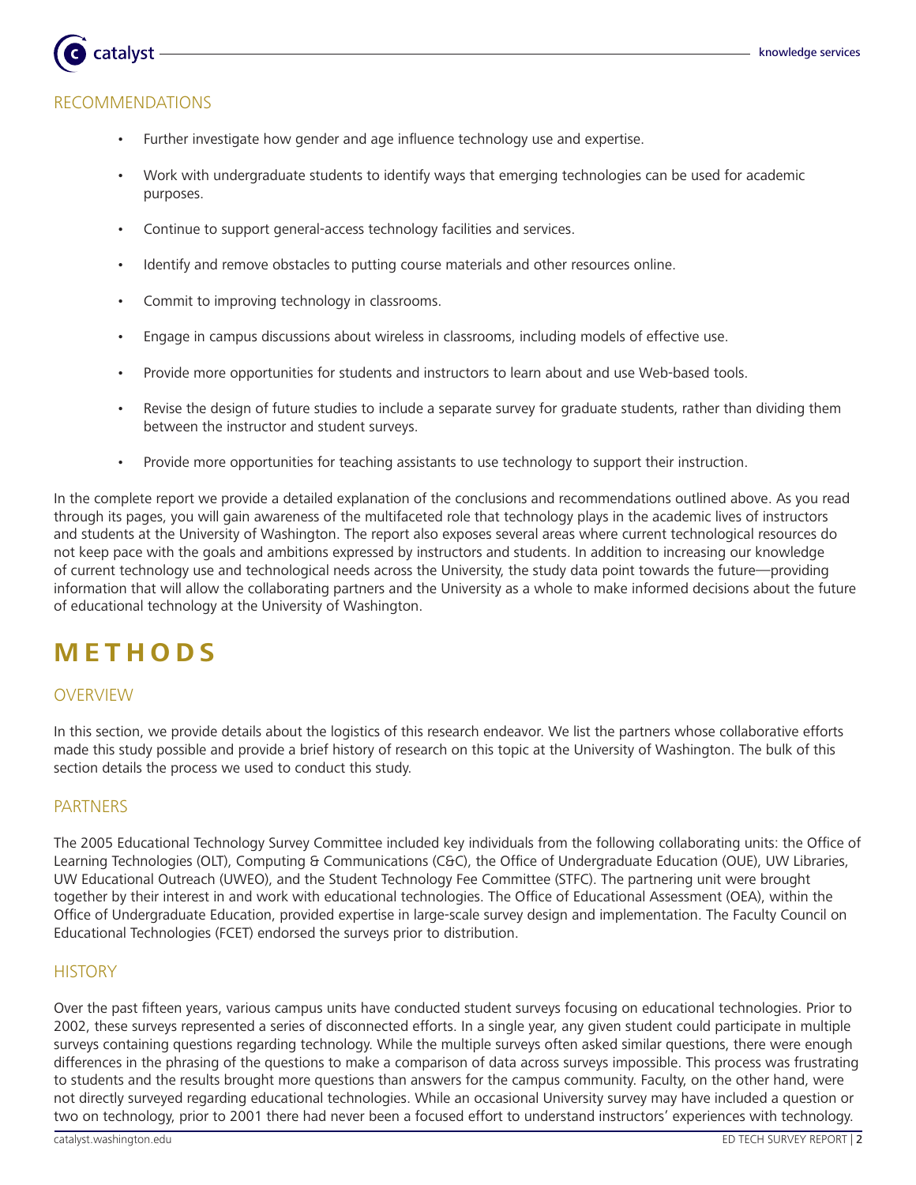## RECOMMENDATIONS

- Further investigate how gender and age influence technology use and expertise.
- Work with undergraduate students to identify ways that emerging technologies can be used for academic purposes.
- Continue to support general-access technology facilities and services.
- Identify and remove obstacles to putting course materials and other resources online.
- Commit to improving technology in classrooms.
- Engage in campus discussions about wireless in classrooms, including models of effective use.
- Provide more opportunities for students and instructors to learn about and use Web-based tools.
- Revise the design of future studies to include a separate survey for graduate students, rather than dividing them between the instructor and student surveys.
- Provide more opportunities for teaching assistants to use technology to support their instruction.

In the complete report we provide a detailed explanation of the conclusions and recommendations outlined above. As you read through its pages, you will gain awareness of the multifaceted role that technology plays in the academic lives of instructors and students at the University of Washington. The report also exposes several areas where current technological resources do not keep pace with the goals and ambitions expressed by instructors and students. In addition to increasing our knowledge of current technology use and technological needs across the University, the study data point towards the future—providing information that will allow the collaborating partners and the University as a whole to make informed decisions about the future of educational technology at the University of Washington.

# METHODS

## OVERVIEW

In this section, we provide details about the logistics of this research endeavor. We list the partners whose collaborative efforts made this study possible and provide a brief history of research on this topic at the University of Washington. The bulk of this section details the process we used to conduct this study.

## PARTNERS

The 2005 Educational Technology Survey Committee included key individuals from the following collaborating units: the Office of Learning Technologies (OLT), Computing & Communications (C&C), the Office of Undergraduate Education (OUE), UW Libraries, UW Educational Outreach (UWEO), and the Student Technology Fee Committee (STFC). The partnering unit were brought together by their interest in and work with educational technologies. The Office of Educational Assessment (OEA), within the Office of Undergraduate Education, provided expertise in large-scale survey design and implementation. The Faculty Council on Educational Technologies (FCET) endorsed the surveys prior to distribution.

## HISTORY

Over the past fifteen years, various campus units have conducted student surveys focusing on educational technologies. Prior to 2002, these surveys represented a series of disconnected efforts. In a single year, any given student could participate in multiple surveys containing questions regarding technology. While the multiple surveys often asked similar questions, there were enough differences in the phrasing of the questions to make a comparison of data across surveys impossible. This process was frustrating to students and the results brought more questions than answers for the campus community. Faculty, on the other hand, were not directly surveyed regarding educational technologies. While an occasional University survey may have included a question or two on technology, prior to 2001 there had never been a focused effort to understand instructors' experiences with technology.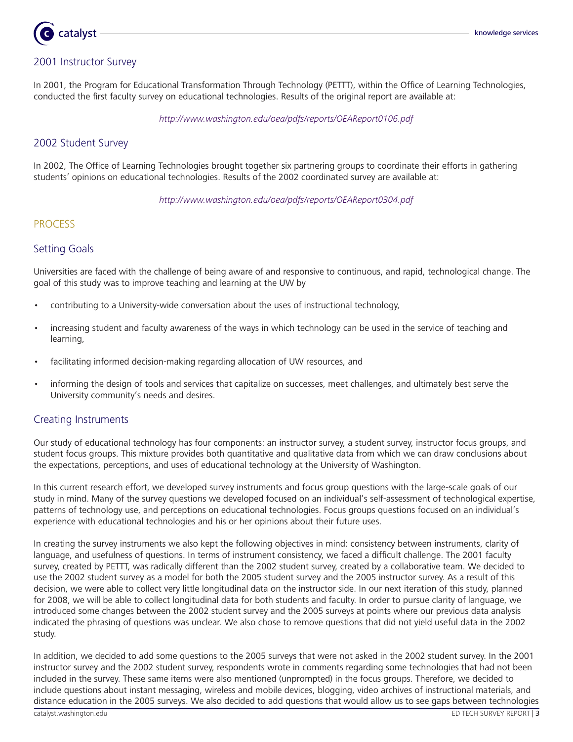## 2001 Instructor Survey

In 2001, the Program for Educational Transformation Through Technology (PETTT), within the Office of Learning Technologies, conducted the first faculty survey on educational technologies. Results of the original report are available at:

*http://www.washington.edu/oea/pdfs/reports/OEAReport0106.pdf*

## 2002 Student Survey

In 2002, The Office of Learning Technologies brought together six partnering groups to coordinate their efforts in gathering students' opinions on educational technologies. Results of the 2002 coordinated survey are available at:

*http://www.washington.edu/oea/pdfs/reports/OEAReport0304.pdf*

# PROCESS

## Setting Goals

Universities are faced with the challenge of being aware of and responsive to continuous, and rapid, technological change. The goal of this study was to improve teaching and learning at the UW by

- contributing to a University-wide conversation about the uses of instructional technology,
- increasing student and faculty awareness of the ways in which technology can be used in the service of teaching and learning,
- facilitating informed decision-making regarding allocation of UW resources, and
- informing the design of tools and services that capitalize on successes, meet challenges, and ultimately best serve the University community's needs and desires.

## Creating Instruments

Our study of educational technology has four components: an instructor survey, a student survey, instructor focus groups, and student focus groups. This mixture provides both quantitative and qualitative data from which we can draw conclusions about the expectations, perceptions, and uses of educational technology at the University of Washington.

In this current research effort, we developed survey instruments and focus group questions with the large-scale goals of our study in mind. Many of the survey questions we developed focused on an individual's self-assessment of technological expertise, patterns of technology use, and perceptions on educational technologies. Focus groups questions focused on an individual's experience with educational technologies and his or her opinions about their future uses.

In creating the survey instruments we also kept the following objectives in mind: consistency between instruments, clarity of language, and usefulness of questions. In terms of instrument consistency, we faced a difficult challenge. The 2001 faculty survey, created by PETTT, was radically different than the 2002 student survey, created by a collaborative team. We decided to use the 2002 student survey as a model for both the 2005 student survey and the 2005 instructor survey. As a result of this decision, we were able to collect very little longitudinal data on the instructor side. In our next iteration of this study, planned for 2008, we will be able to collect longitudinal data for both students and faculty. In order to pursue clarity of language, we introduced some changes between the 2002 student survey and the 2005 surveys at points where our previous data analysis indicated the phrasing of questions was unclear. We also chose to remove questions that did not yield useful data in the 2002 study.

In addition, we decided to add some questions to the 2005 surveys that were not asked in the 2002 student survey. In the 2001 instructor survey and the 2002 student survey, respondents wrote in comments regarding some technologies that had not been included in the survey. These same items were also mentioned (unprompted) in the focus groups. Therefore, we decided to include questions about instant messaging, wireless and mobile devices, blogging, video archives of instructional materials, and distance education in the 2005 surveys. We also decided to add questions that would allow us to see gaps between technologies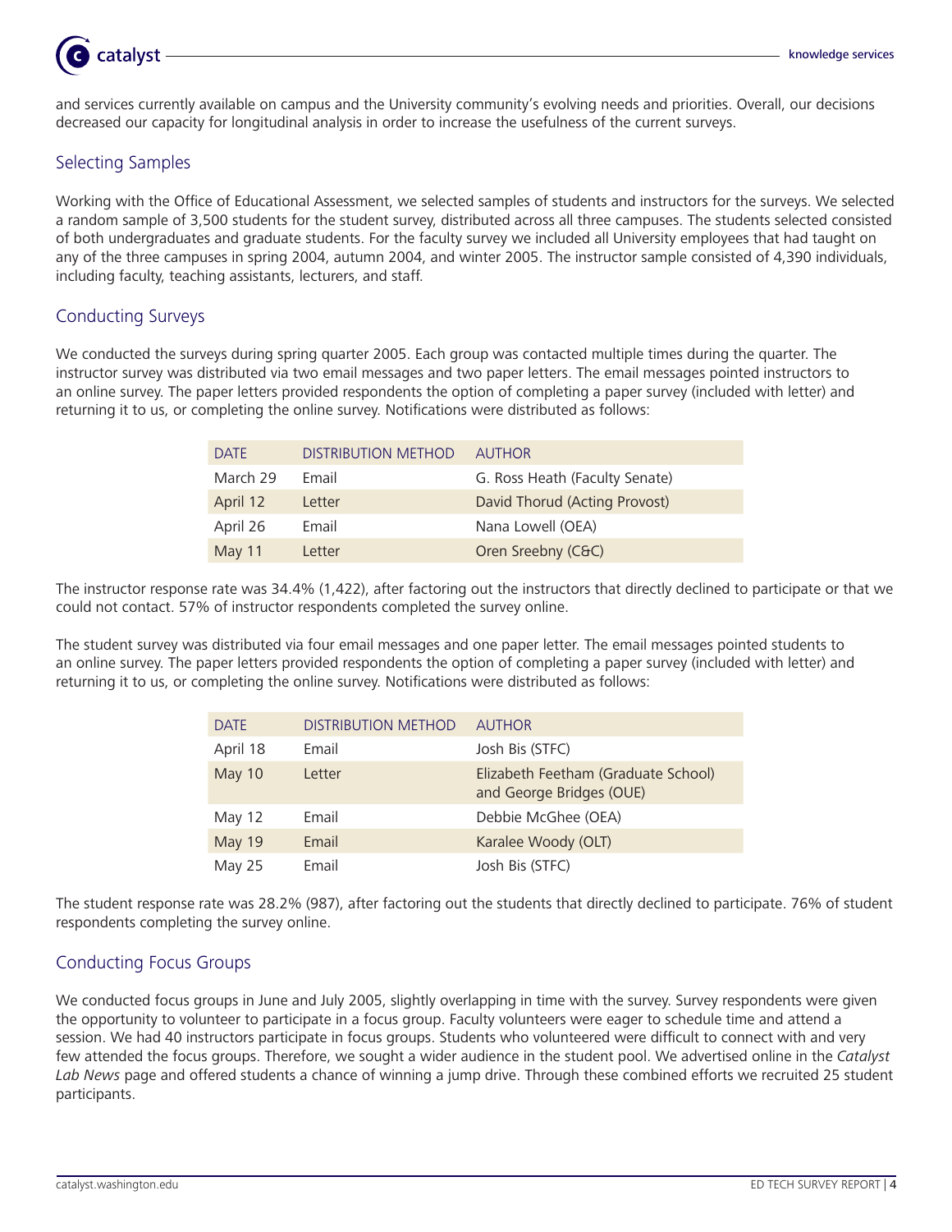and services currently available on campus and the University community's evolving needs and priorities. Overall, our decisions decreased our capacity for longitudinal analysis in order to increase the usefulness of the current surveys.

## Selecting Samples

Working with the Office of Educational Assessment, we selected samples of students and instructors for the surveys. We selected a random sample of 3,500 students for the student survey, distributed across all three campuses. The students selected consisted of both undergraduates and graduate students. For the faculty survey we included all University employees that had taught on any of the three campuses in spring 2004, autumn 2004, and winter 2005. The instructor sample consisted of 4,390 individuals, including faculty, teaching assistants, lecturers, and staff.

## Conducting Surveys

We conducted the surveys during spring quarter 2005. Each group was contacted multiple times during the quarter. The instructor survey was distributed via two email messages and two paper letters. The email messages pointed instructors to an online survey. The paper letters provided respondents the option of completing a paper survey (included with letter) and returning it to us, or completing the online survey. Notifications were distributed as follows:

| DATE | DISTRIBUTION METHOD | AUTHOR |
|---|---|---|
| March 29 | Email | G. Ross Heath (Faculty Senate) |
| April 12 | Letter | David Thorud (Acting Provost) |
| April 26 | Email | Nana Lowell (OEA) |
| May 11 | Letter | Oren Sreebny (C&C) |

The instructor response rate was 34.4% (1,422), after factoring out the instructors that directly declined to participate or that we could not contact. 57% of instructor respondents completed the survey online.

The student survey was distributed via four email messages and one paper letter. The email messages pointed students to an online survey. The paper letters provided respondents the option of completing a paper survey (included with letter) and returning it to us, or completing the online survey. Notifications were distributed as follows:

| DATE | DISTRIBUTION METHOD | AUTHOR |
|---|---|---|
| April 18 | Email | Josh Bis (STFC) |
| May 10 | Letter | Elizabeth Feetham (Graduate School) and George Bridges (OUE) |
| May 12 | Email | Debbie McGhee (OEA) |
| May 19 | Email | Karalee Woody (OLT) |
| May 25 | Email | Josh Bis (STFC) |

The student response rate was 28.2% (987), after factoring out the students that directly declined to participate. 76% of student respondents completing the survey online.

## Conducting Focus Groups

We conducted focus groups in June and July 2005, slightly overlapping in time with the survey. Survey respondents were given the opportunity to volunteer to participate in a focus group. Faculty volunteers were eager to schedule time and attend a session. We had 40 instructors participate in focus groups. Students who volunteered were difficult to connect with and very few attended the focus groups. Therefore, we sought a wider audience in the student pool. We advertised online in the *Catalyst Lab News* page and offered students a chance of winning a jump drive. Through these combined efforts we recruited 25 student participants.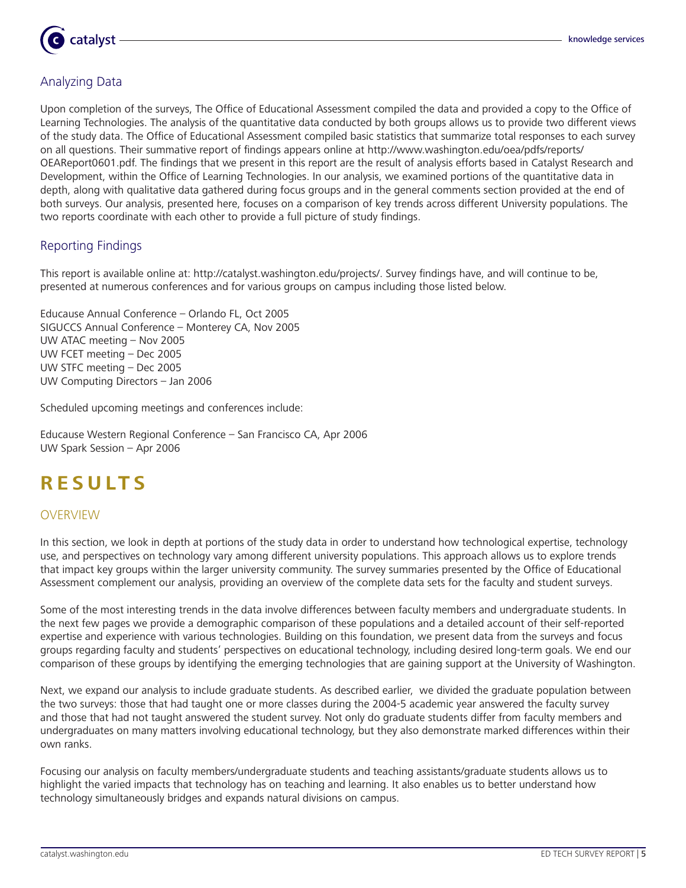## Analyzing Data

Upon completion of the surveys, The Office of Educational Assessment compiled the data and provided a copy to the Office of Learning Technologies. The analysis of the quantitative data conducted by both groups allows us to provide two different views of the study data. The Office of Educational Assessment compiled basic statistics that summarize total responses to each survey on all questions. Their summative report of findings appears online at http://www.washington.edu/oea/pdfs/reports/OEAReport0601.pdf. The findings that we present in this report are the result of analysis efforts based in Catalyst Research and Development, within the Office of Learning Technologies. In our analysis, we examined portions of the quantitative data in depth, along with qualitative data gathered during focus groups and in the general comments section provided at the end of both surveys. Our analysis, presented here, focuses on a comparison of key trends across different University populations. The two reports coordinate with each other to provide a full picture of study findings.

## Reporting Findings

This report is available online at: http://catalyst.washington.edu/projects/. Survey findings have, and will continue to be, presented at numerous conferences and for various groups on campus including those listed below.

Educause Annual Conference – Orlando FL, Oct 2005
SIGUCCS Annual Conference – Monterey CA, Nov 2005
UW ATAC meeting – Nov 2005
UW FCET meeting – Dec 2005
UW STFC meeting – Dec 2005
UW Computing Directors – Jan 2006

Scheduled upcoming meetings and conferences include:

Educause Western Regional Conference – San Francisco CA, Apr 2006
UW Spark Session – Apr 2006

# RESULTS

## OVERVIEW

In this section, we look in depth at portions of the study data in order to understand how technological expertise, technology use, and perspectives on technology vary among different university populations. This approach allows us to explore trends that impact key groups within the larger university community. The survey summaries presented by the Office of Educational Assessment complement our analysis, providing an overview of the complete data sets for the faculty and student surveys.

Some of the most interesting trends in the data involve differences between faculty members and undergraduate students. In the next few pages we provide a demographic comparison of these populations and a detailed account of their self-reported expertise and experience with various technologies. Building on this foundation, we present data from the surveys and focus groups regarding faculty and students' perspectives on educational technology, including desired long-term goals. We end our comparison of these groups by identifying the emerging technologies that are gaining support at the University of Washington.

Next, we expand our analysis to include graduate students. As described earlier, we divided the graduate population between the two surveys: those that had taught one or more classes during the 2004-5 academic year answered the faculty survey and those that had not taught answered the student survey. Not only do graduate students differ from faculty members and undergraduates on many matters involving educational technology, but they also demonstrate marked differences within their own ranks.

Focusing our analysis on faculty members/undergraduate students and teaching assistants/graduate students allows us to highlight the varied impacts that technology has on teaching and learning. It also enables us to better understand how technology simultaneously bridges and expands natural divisions on campus.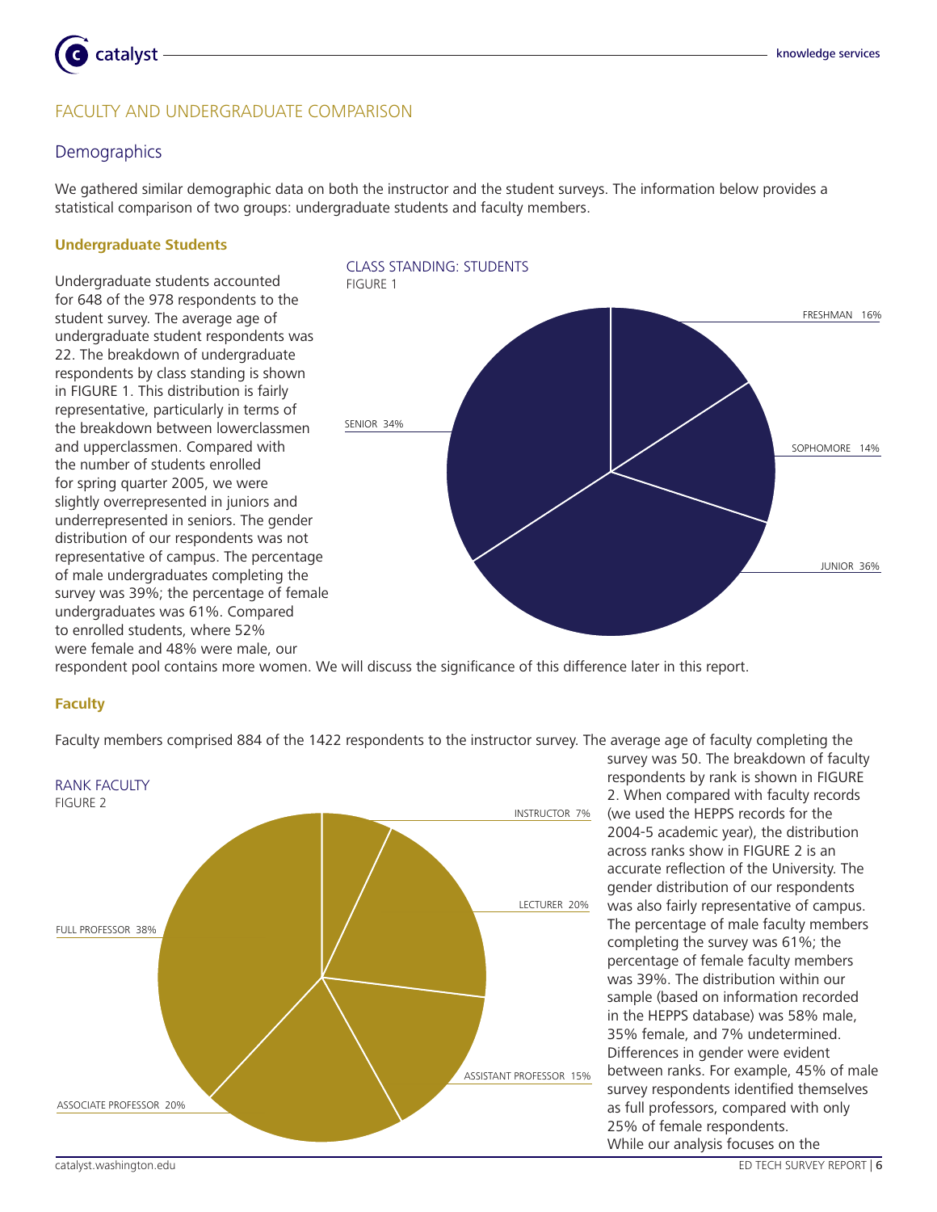# FACULTY AND UNDERGRADUATE COMPARISON

## Demographics

We gathered similar demographic data on both the instructor and the student surveys. The information below provides a statistical comparison of two groups: undergraduate students and faculty members.

### Undergraduate Students

Undergraduate students accounted for 648 of the 978 respondents to the student survey. The average age of undergraduate student respondents was 22. The breakdown of undergraduate respondents by class standing is shown in FIGURE 1. This distribution is fairly representative, particularly in terms of the breakdown between lowerclassmen and upperclassmen. Compared with the number of students enrolled for spring quarter 2005, we were slightly overrepresented in juniors and underrepresented in seniors. The gender distribution of our respondents was not representative of campus. The percentage of male undergraduates completing the survey was 39%; the percentage of female undergraduates was 61%. Compared to enrolled students, where 52% were female and 48% were male, our respondent pool contains more women. We will discuss the significance of this difference later in this report.

CLASS STANDING: STUDENTS
FIGURE 1

| Class Standing | Percentage |
|---|---|
| FRESHMAN | 16% |
| SOPHOMORE | 14% |
| JUNIOR | 36% |
| SENIOR | 34% |

### Faculty

Faculty members comprised 884 of the 1422 respondents to the instructor survey. The average age of faculty completing the survey was 50. The breakdown of faculty respondents by rank is shown in FIGURE 2. When compared with faculty records (we used the HEPPS records for the 2004-5 academic year), the distribution across ranks show in FIGURE 2 is an accurate reflection of the University. The gender distribution of our respondents was also fairly representative of campus. The percentage of male faculty members completing the survey was 61%; the percentage of female faculty members was 39%. The distribution within our sample (based on information recorded in the HEPPS database) was 58% male, 35% female, and 7% undetermined. Differences in gender were evident between ranks. For example, 45% of male survey respondents identified themselves as full professors, compared with only 25% of female respondents.

RANK FACULTY
FIGURE 2

| Rank | Percentage |
|---|---|
| INSTRUCTOR | 7% |
| LECTURER | 20% |
| ASSISTANT PROFESSOR | 15% |
| ASSOCIATE PROFESSOR | 20% |
| FULL PROFESSOR | 38% |

While our analysis focuses on the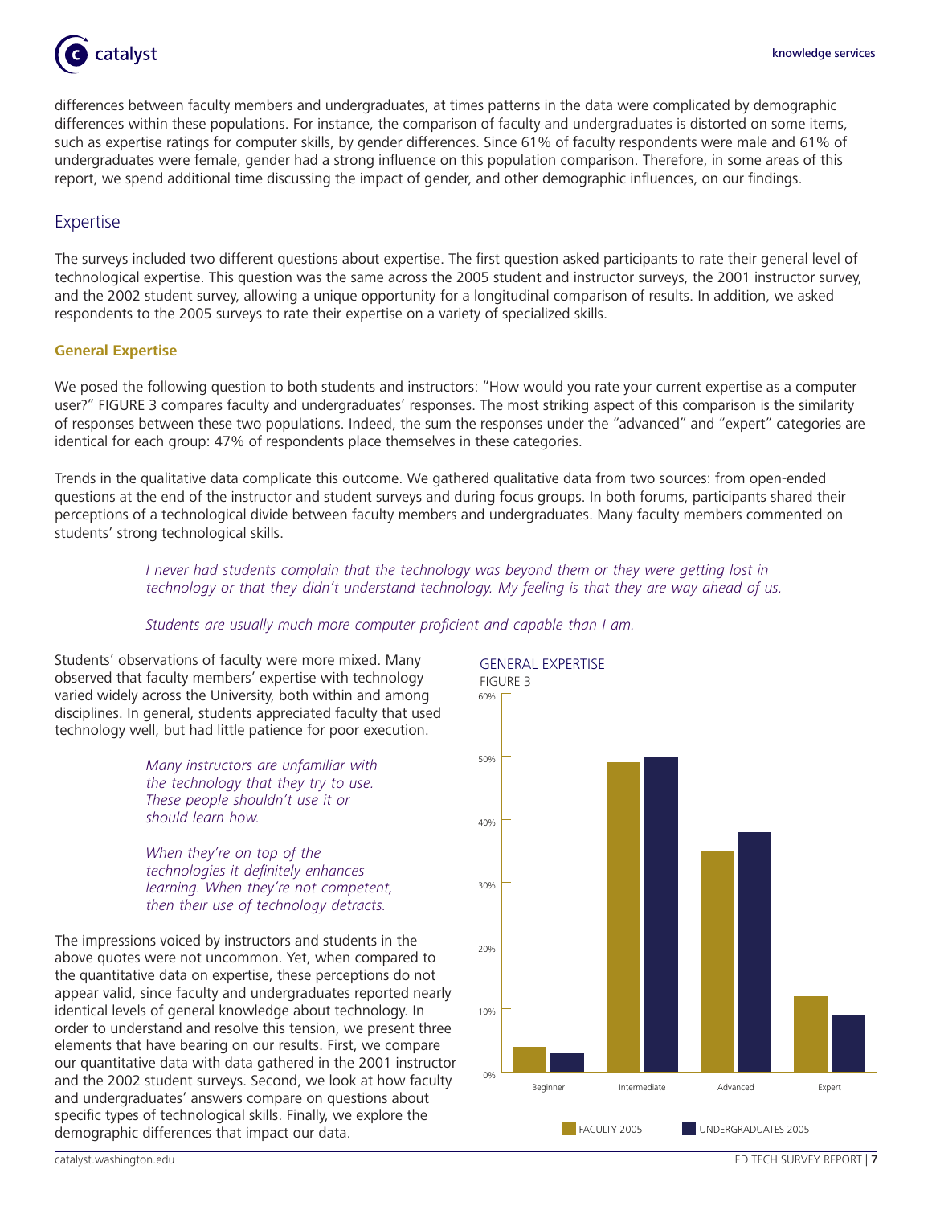differences between faculty members and undergraduates, at times patterns in the data were complicated by demographic differences within these populations. For instance, the comparison of faculty and undergraduates is distorted on some items, such as expertise ratings for computer skills, by gender differences. Since 61% of faculty respondents were male and 61% of undergraduates were female, gender had a strong influence on this population comparison. Therefore, in some areas of this report, we spend additional time discussing the impact of gender, and other demographic influences, on our findings.

## Expertise

The surveys included two different questions about expertise. The first question asked participants to rate their general level of technological expertise. This question was the same across the 2005 student and instructor surveys, the 2001 instructor survey, and the 2002 student survey, allowing a unique opportunity for a longitudinal comparison of results. In addition, we asked respondents to the 2005 surveys to rate their expertise on a variety of specialized skills.

### General Expertise

We posed the following question to both students and instructors: "How would you rate your current expertise as a computer user?" FIGURE 3 compares faculty and undergraduates' responses. The most striking aspect of this comparison is the similarity of responses between these two populations. Indeed, the sum the responses under the "advanced" and "expert" categories are identical for each group: 47% of respondents place themselves in these categories.

Trends in the qualitative data complicate this outcome. We gathered qualitative data from two sources: from open-ended questions at the end of the instructor and student surveys and during focus groups. In both forums, participants shared their perceptions of a technological divide between faculty members and undergraduates. Many faculty members commented on students' strong technological skills.

> *I never had students complain that the technology was beyond them or they were getting lost in technology or that they didn't understand technology. My feeling is that they are way ahead of us.*

> *Students are usually much more computer proficient and capable than I am.*

Students' observations of faculty were more mixed. Many observed that faculty members' expertise with technology varied widely across the University, both within and among disciplines. In general, students appreciated faculty that used technology well, but had little patience for poor execution.

> *Many instructors are unfamiliar with the technology that they try to use. These people shouldn't use it or should learn how.*

> *When they're on top of the technologies it definitely enhances learning. When they're not competent, then their use of technology detracts.*

The impressions voiced by instructors and students in the above quotes were not uncommon. Yet, when compared to the quantitative data on expertise, these perceptions do not appear valid, since faculty and undergraduates reported nearly identical levels of general knowledge about technology. In order to understand and resolve this tension, we present three elements that have bearing on our results. First, we compare our quantitative data with data gathered in the 2001 instructor and the 2002 student surveys. Second, we look at how faculty and undergraduates' answers compare on questions about specific types of technological skills. Finally, we explore the demographic differences that impact our data.

GENERAL EXPERTISE
FIGURE 3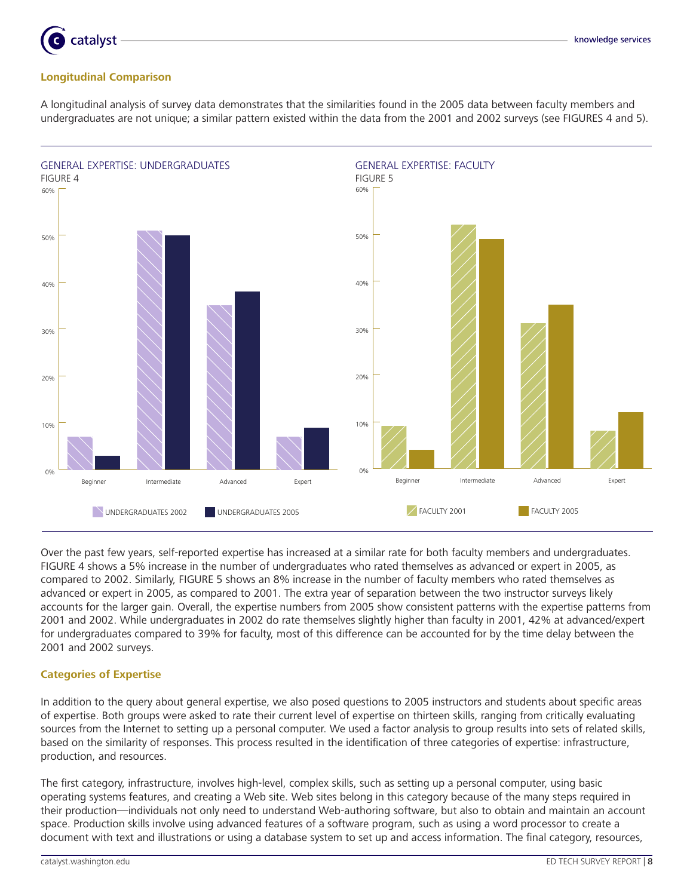### Longitudinal Comparison

A longitudinal analysis of survey data demonstrates that the similarities found in the 2005 data between faculty members and undergraduates are not unique; a similar pattern existed within the data from the 2001 and 2002 surveys (see FIGURES 4 and 5).

GENERAL EXPERTISE: UNDERGRADUATES
FIGURE 4

GENERAL EXPERTISE: FACULTY
FIGURE 5

Over the past few years, self-reported expertise has increased at a similar rate for both faculty members and undergraduates. FIGURE 4 shows a 5% increase in the number of undergraduates who rated themselves as advanced or expert in 2005, as compared to 2002. Similarly, FIGURE 5 shows an 8% increase in the number of faculty members who rated themselves as advanced or expert in 2005, as compared to 2001. The extra year of separation between the two instructor surveys likely accounts for the larger gain. Overall, the expertise numbers from 2005 show consistent patterns with the expertise patterns from 2001 and 2002. While undergraduates in 2002 do rate themselves slightly higher than faculty in 2001, 42% at advanced/expert for undergraduates compared to 39% for faculty, most of this difference can be accounted for by the time delay between the 2001 and 2002 surveys.

### Categories of Expertise

In addition to the query about general expertise, we also posed questions to 2005 instructors and students about specific areas of expertise. Both groups were asked to rate their current level of expertise on thirteen skills, ranging from critically evaluating sources from the Internet to setting up a personal computer. We used a factor analysis to group results into sets of related skills, based on the similarity of responses. This process resulted in the identification of three categories of expertise: infrastructure, production, and resources.

The first category, infrastructure, involves high-level, complex skills, such as setting up a personal computer, using basic operating systems features, and creating a Web site. Web sites belong in this category because of the many steps required in their production—individuals not only need to understand Web-authoring software, but also to obtain and maintain an account space. Production skills involve using advanced features of a software program, such as using a word processor to create a document with text and illustrations or using a database system to set up and access information. The final category, resources,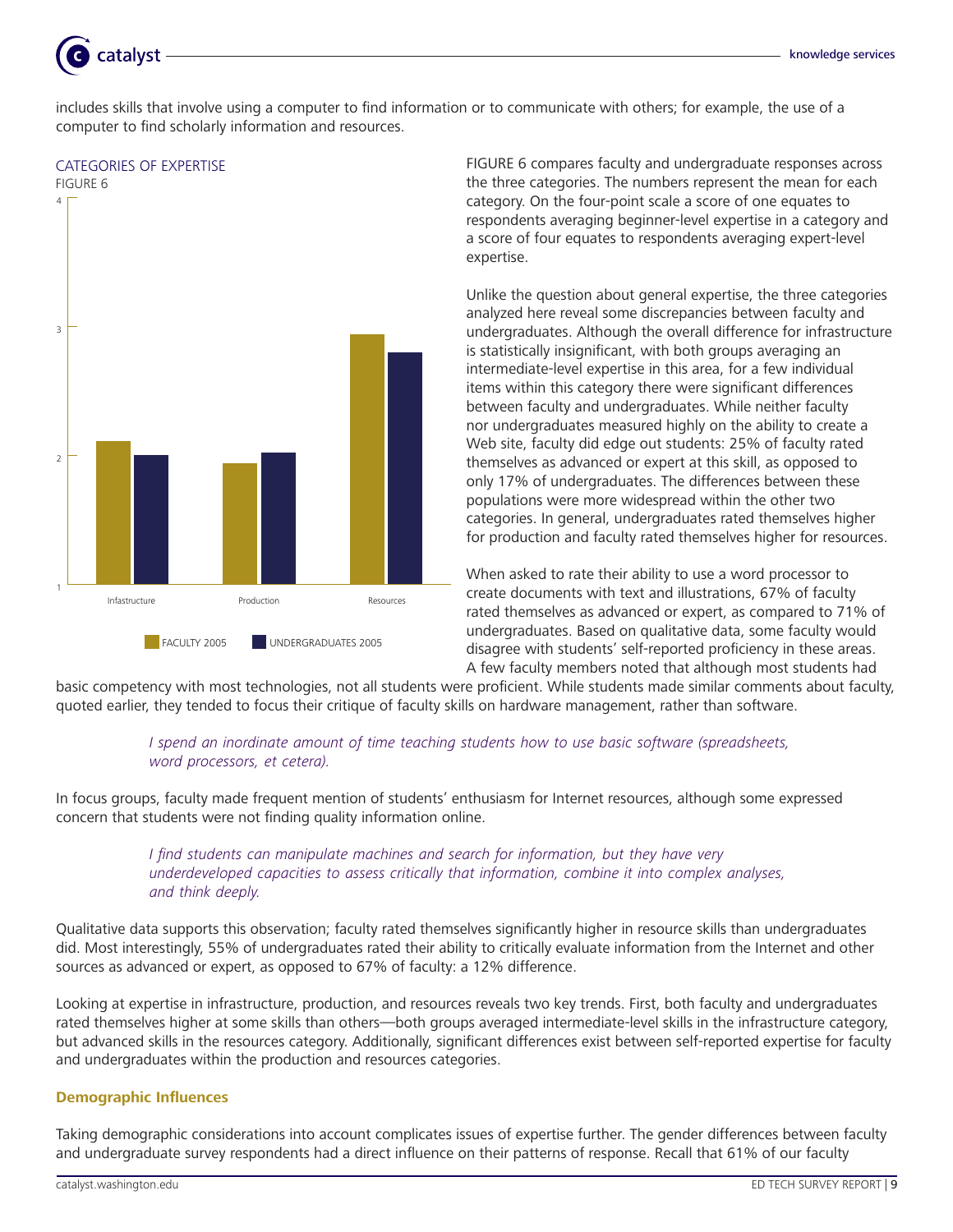includes skills that involve using a computer to find information or to communicate with others; for example, the use of a computer to find scholarly information and resources.

CATEGORIES OF EXPERTISE
FIGURE 6

FIGURE 6 compares faculty and undergraduate responses across the three categories. The numbers represent the mean for each category. On the four-point scale a score of one equates to respondents averaging beginner-level expertise in a category and a score of four equates to respondents averaging expert-level expertise.

Unlike the question about general expertise, the three categories analyzed here reveal some discrepancies between faculty and undergraduates. Although the overall difference for infrastructure is statistically insignificant, with both groups averaging an intermediate-level expertise in this area, for a few individual items within this category there were significant differences between faculty and undergraduates. While neither faculty nor undergraduates measured highly on the ability to create a Web site, faculty did edge out students: 25% of faculty rated themselves as advanced or expert at this skill, as opposed to only 17% of undergraduates. The differences between these populations were more widespread within the other two categories. In general, undergraduates rated themselves higher for production and faculty rated themselves higher for resources.

When asked to rate their ability to use a word processor to create documents with text and illustrations, 67% of faculty rated themselves as advanced or expert, as compared to 71% of undergraduates. Based on qualitative data, some faculty would disagree with students' self-reported proficiency in these areas. A few faculty members noted that although most students had basic competency with most technologies, not all students were proficient. While students made similar comments about faculty, quoted earlier, they tended to focus their critique of faculty skills on hardware management, rather than software.

> *I spend an inordinate amount of time teaching students how to use basic software (spreadsheets, word processors, et cetera).*

In focus groups, faculty made frequent mention of students' enthusiasm for Internet resources, although some expressed concern that students were not finding quality information online.

> *I find students can manipulate machines and search for information, but they have very underdeveloped capacities to assess critically that information, combine it into complex analyses, and think deeply.*

Qualitative data supports this observation; faculty rated themselves significantly higher in resource skills than undergraduates did. Most interestingly, 55% of undergraduates rated their ability to critically evaluate information from the Internet and other sources as advanced or expert, as opposed to 67% of faculty: a 12% difference.

Looking at expertise in infrastructure, production, and resources reveals two key trends. First, both faculty and undergraduates rated themselves higher at some skills than others—both groups averaged intermediate-level skills in the infrastructure category, but advanced skills in the resources category. Additionally, significant differences exist between self-reported expertise for faculty and undergraduates within the production and resources categories.

### Demographic Influences

Taking demographic considerations into account complicates issues of expertise further. The gender differences between faculty and undergraduate survey respondents had a direct influence on their patterns of response. Recall that 61% of our faculty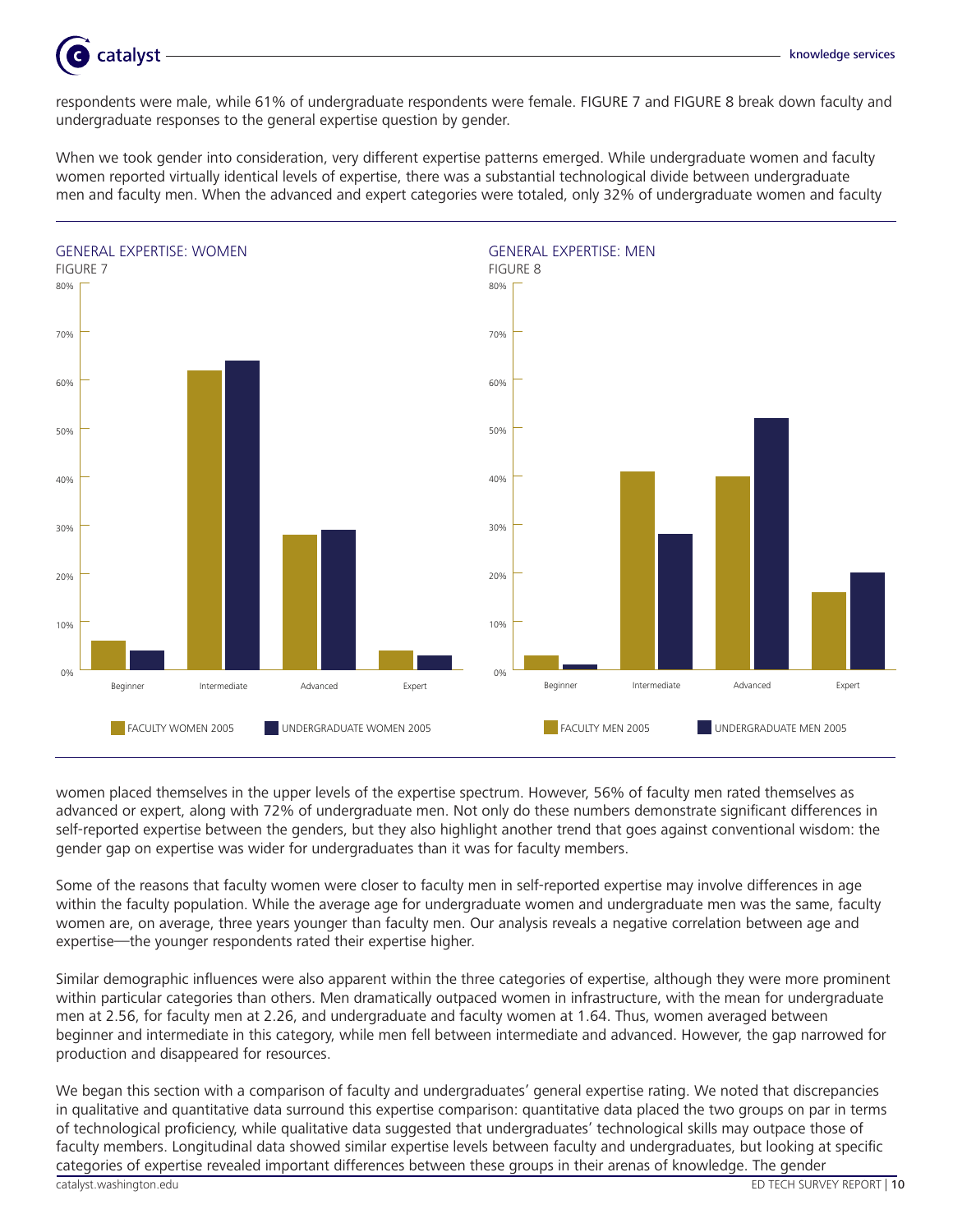respondents were male, while 61% of undergraduate respondents were female. FIGURE 7 and FIGURE 8 break down faculty and undergraduate responses to the general expertise question by gender.

When we took gender into consideration, very different expertise patterns emerged. While undergraduate women and faculty women reported virtually identical levels of expertise, there was a substantial technological divide between undergraduate men and faculty men. When the advanced and expert categories were totaled, only 32% of undergraduate women and faculty women placed themselves in the upper levels of the expertise spectrum. However, 56% of faculty men rated themselves as advanced or expert, along with 72% of undergraduate men. Not only do these numbers demonstrate significant differences in self-reported expertise between the genders, but they also highlight another trend that goes against conventional wisdom: the gender gap on expertise was wider for undergraduates than it was for faculty members.

GENERAL EXPERTISE: WOMEN
FIGURE 7

GENERAL EXPERTISE: MEN
FIGURE 8

Some of the reasons that faculty women were closer to faculty men in self-reported expertise may involve differences in age within the faculty population. While the average age for undergraduate women and undergraduate men was the same, faculty women are, on average, three years younger than faculty men. Our analysis reveals a negative correlation between age and expertise—the younger respondents rated their expertise higher.

Similar demographic influences were also apparent within the three categories of expertise, although they were more prominent within particular categories than others. Men dramatically outpaced women in infrastructure, with the mean for undergraduate men at 2.56, for faculty men at 2.26, and undergraduate and faculty women at 1.64. Thus, women averaged between beginner and intermediate in this category, while men fell between intermediate and advanced. However, the gap narrowed for production and disappeared for resources.

We began this section with a comparison of faculty and undergraduates' general expertise rating. We noted that discrepancies in qualitative and quantitative data surround this expertise comparison: quantitative data placed the two groups on par in terms of technological proficiency, while qualitative data suggested that undergraduates' technological skills may outpace those of faculty members. Longitudinal data showed similar expertise levels between faculty and undergraduates, but looking at specific categories of expertise revealed important differences between these groups in their arenas of knowledge. The gender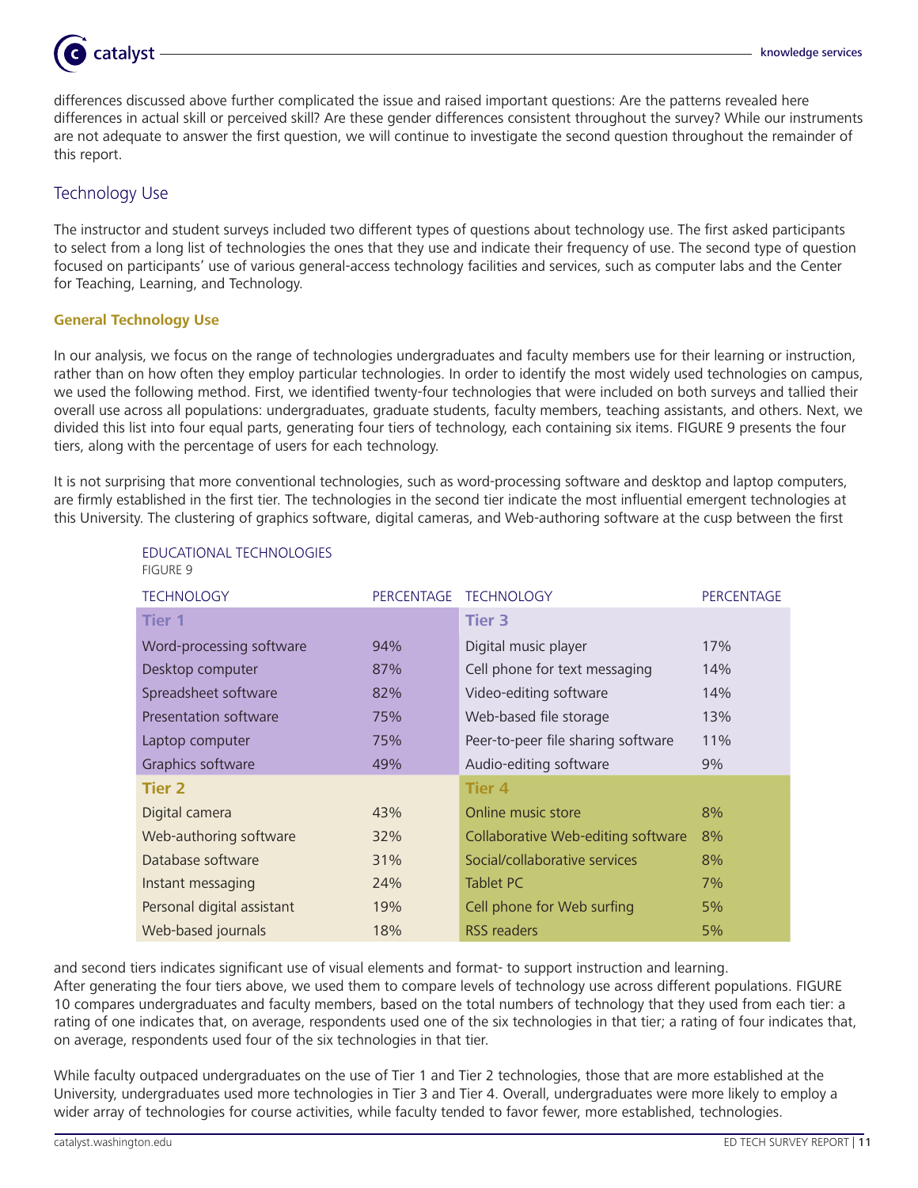differences discussed above further complicated the issue and raised important questions: Are the patterns revealed here differences in actual skill or perceived skill? Are these gender differences consistent throughout the survey? While our instruments are not adequate to answer the first question, we will continue to investigate the second question throughout the remainder of this report.

## Technology Use

The instructor and student surveys included two different types of questions about technology use. The first asked participants to select from a long list of technologies the ones that they use and indicate their frequency of use. The second type of question focused on participants' use of various general-access technology facilities and services, such as computer labs and the Center for Teaching, Learning, and Technology.

### General Technology Use

In our analysis, we focus on the range of technologies undergraduates and faculty members use for their learning or instruction, rather than on how often they employ particular technologies. In order to identify the most widely used technologies on campus, we used the following method. First, we identified twenty-four technologies that were included on both surveys and tallied their overall use across all populations: undergraduates, graduate students, faculty members, teaching assistants, and others. Next, we divided this list into four equal parts, generating four tiers of technology, each containing six items. FIGURE 9 presents the four tiers, along with the percentage of users for each technology.

It is not surprising that more conventional technologies, such as word-processing software and desktop and laptop computers, are firmly established in the first tier. The technologies in the second tier indicate the most influential emergent technologies at this University. The clustering of graphics software, digital cameras, and Web-authoring software at the cusp between the first and second tiers indicates significant use of visual elements and format- to support instruction and learning.

EDUCATIONAL TECHNOLOGIES
FIGURE 9

| TECHNOLOGY | PERCENTAGE | TECHNOLOGY | PERCENTAGE |
|---|---|---|---|
| **Tier 1** | | **Tier 3** | |
| Word-processing software | 94% | Digital music player | 17% |
| Desktop computer | 87% | Cell phone for text messaging | 14% |
| Spreadsheet software | 82% | Video-editing software | 14% |
| Presentation software | 75% | Web-based file storage | 13% |
| Laptop computer | 75% | Peer-to-peer file sharing software | 11% |
| Graphics software | 49% | Audio-editing software | 9% |
| **Tier 2** | | **Tier 4** | |
| Digital camera | 43% | Online music store | 8% |
| Web-authoring software | 32% | Collaborative Web-editing software | 8% |
| Database software | 31% | Social/collaborative services | 8% |
| Instant messaging | 24% | Tablet PC | 7% |
| Personal digital assistant | 19% | Cell phone for Web surfing | 5% |
| Web-based journals | 18% | RSS readers | 5% |

After generating the four tiers above, we used them to compare levels of technology use across different populations. FIGURE 10 compares undergraduates and faculty members, based on the total numbers of technology that they used from each tier: a rating of one indicates that, on average, respondents used one of the six technologies in that tier; a rating of four indicates that, on average, respondents used four of the six technologies in that tier.

While faculty outpaced undergraduates on the use of Tier 1 and Tier 2 technologies, those that are more established at the University, undergraduates used more technologies in Tier 3 and Tier 4. Overall, undergraduates were more likely to employ a wider array of technologies for course activities, while faculty tended to favor fewer, more established, technologies.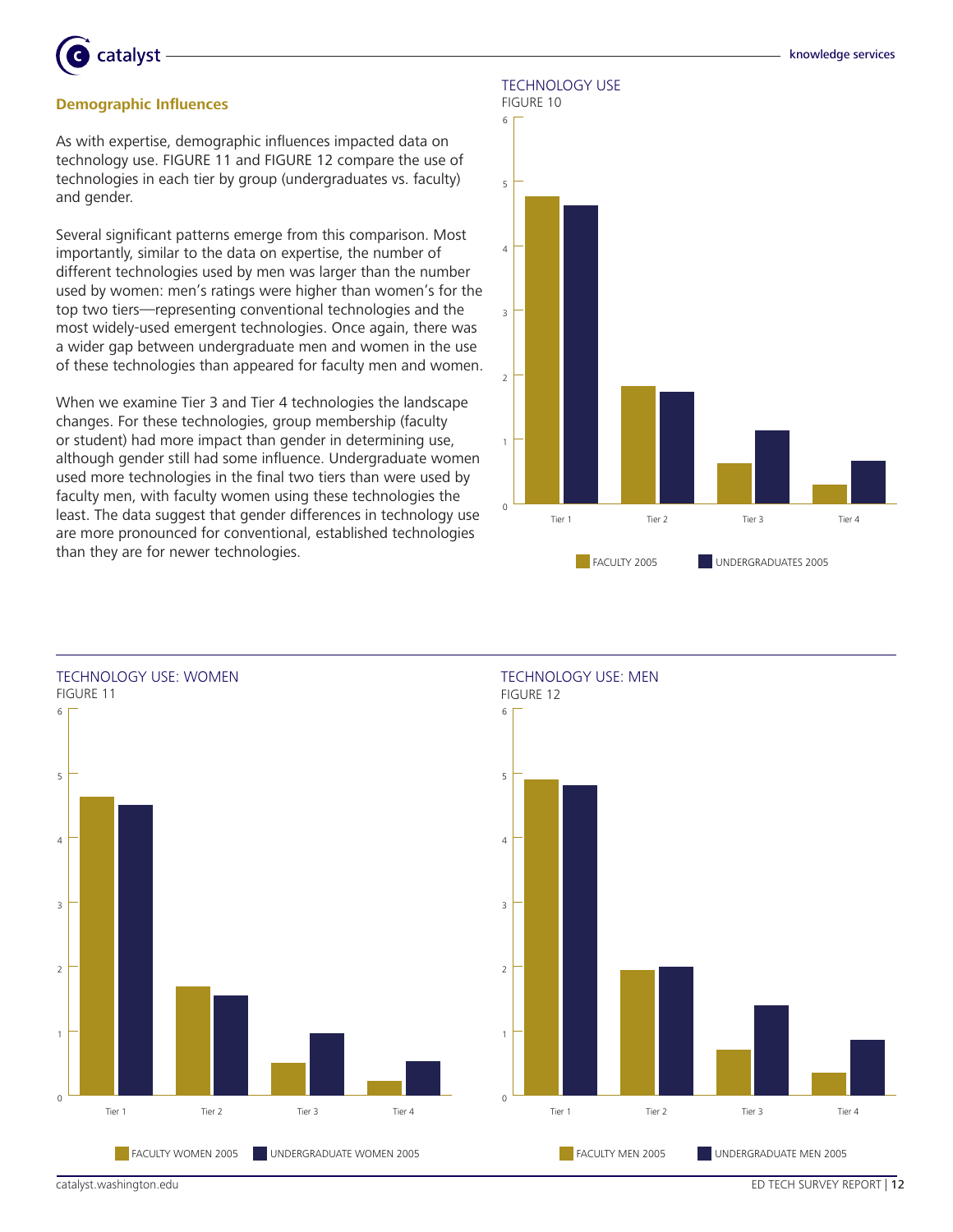## Demographic Influences

As with expertise, demographic influences impacted data on technology use. FIGURE 11 and FIGURE 12 compare the use of technologies in each tier by group (undergraduates vs. faculty) and gender.

Several significant patterns emerge from this comparison. Most importantly, similar to the data on expertise, the number of different technologies used by men was larger than the number used by women: men's ratings were higher than women's for the top two tiers—representing conventional technologies and the most widely-used emergent technologies. Once again, there was a wider gap between undergraduate men and women in the use of these technologies than appeared for faculty men and women.

When we examine Tier 3 and Tier 4 technologies the landscape changes. For these technologies, group membership (faculty or student) had more impact than gender in determining use, although gender still had some influence. Undergraduate women used more technologies in the final two tiers than were used by faculty men, with faculty women using these technologies the least. The data suggest that gender differences in technology use are more pronounced for conventional, established technologies than they are for newer technologies.

TECHNOLOGY USE
FIGURE 10

FACULTY 2005 | UNDERGRADUATES 2005

TECHNOLOGY USE: WOMEN
FIGURE 11

FACULTY WOMEN 2005 | UNDERGRADUATE WOMEN 2005

TECHNOLOGY USE: MEN
FIGURE 12

FACULTY MEN 2005 | UNDERGRADUATE MEN 2005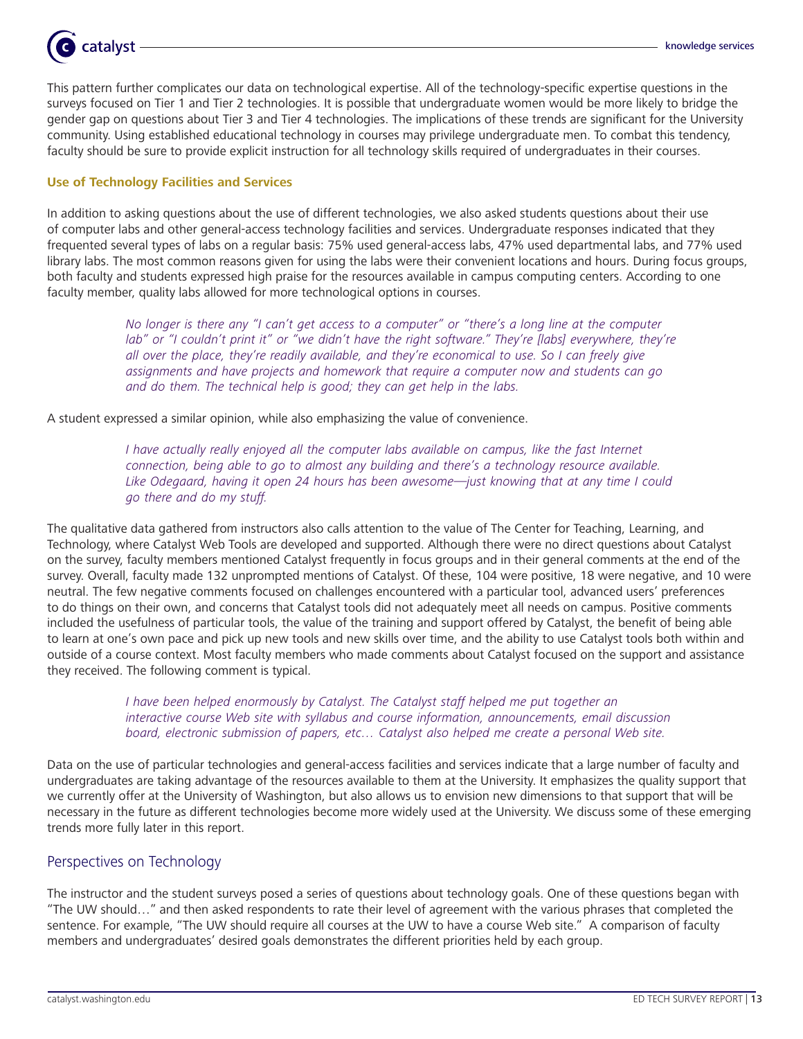This pattern further complicates our data on technological expertise. All of the technology-specific expertise questions in the surveys focused on Tier 1 and Tier 2 technologies. It is possible that undergraduate women would be more likely to bridge the gender gap on questions about Tier 3 and Tier 4 technologies. The implications of these trends are significant for the University community. Using established educational technology in courses may privilege undergraduate men. To combat this tendency, faculty should be sure to provide explicit instruction for all technology skills required of undergraduates in their courses.

### Use of Technology Facilities and Services

In addition to asking questions about the use of different technologies, we also asked students questions about their use of computer labs and other general-access technology facilities and services. Undergraduate responses indicated that they frequented several types of labs on a regular basis: 75% used general-access labs, 47% used departmental labs, and 77% used library labs. The most common reasons given for using the labs were their convenient locations and hours. During focus groups, both faculty and students expressed high praise for the resources available in campus computing centers. According to one faculty member, quality labs allowed for more technological options in courses.

> *No longer is there any "I can't get access to a computer" or "there's a long line at the computer lab" or "I couldn't print it" or "we didn't have the right software." They're [labs] everywhere, they're all over the place, they're readily available, and they're economical to use. So I can freely give assignments and have projects and homework that require a computer now and students can go and do them. The technical help is good; they can get help in the labs.*

A student expressed a similar opinion, while also emphasizing the value of convenience.

> *I have actually really enjoyed all the computer labs available on campus, like the fast Internet connection, being able to go to almost any building and there's a technology resource available. Like Odegaard, having it open 24 hours has been awesome—just knowing that at any time I could go there and do my stuff.*

The qualitative data gathered from instructors also calls attention to the value of The Center for Teaching, Learning, and Technology, where Catalyst Web Tools are developed and supported. Although there were no direct questions about Catalyst on the survey, faculty members mentioned Catalyst frequently in focus groups and in their general comments at the end of the survey. Overall, faculty made 132 unprompted mentions of Catalyst. Of these, 104 were positive, 18 were negative, and 10 were neutral. The few negative comments focused on challenges encountered with a particular tool, advanced users' preferences to do things on their own, and concerns that Catalyst tools did not adequately meet all needs on campus. Positive comments included the usefulness of particular tools, the value of the training and support offered by Catalyst, the benefit of being able to learn at one's own pace and pick up new tools and new skills over time, and the ability to use Catalyst tools both within and outside of a course context. Most faculty members who made comments about Catalyst focused on the support and assistance they received. The following comment is typical.

> *I have been helped enormously by Catalyst. The Catalyst staff helped me put together an interactive course Web site with syllabus and course information, announcements, email discussion board, electronic submission of papers, etc… Catalyst also helped me create a personal Web site.*

Data on the use of particular technologies and general-access facilities and services indicate that a large number of faculty and undergraduates are taking advantage of the resources available to them at the University. It emphasizes the quality support that we currently offer at the University of Washington, but also allows us to envision new dimensions to that support that will be necessary in the future as different technologies become more widely used at the University. We discuss some of these emerging trends more fully later in this report.

## Perspectives on Technology

The instructor and the student surveys posed a series of questions about technology goals. One of these questions began with "The UW should…" and then asked respondents to rate their level of agreement with the various phrases that completed the sentence. For example, "The UW should require all courses at the UW to have a course Web site." A comparison of faculty members and undergraduates' desired goals demonstrates the different priorities held by each group.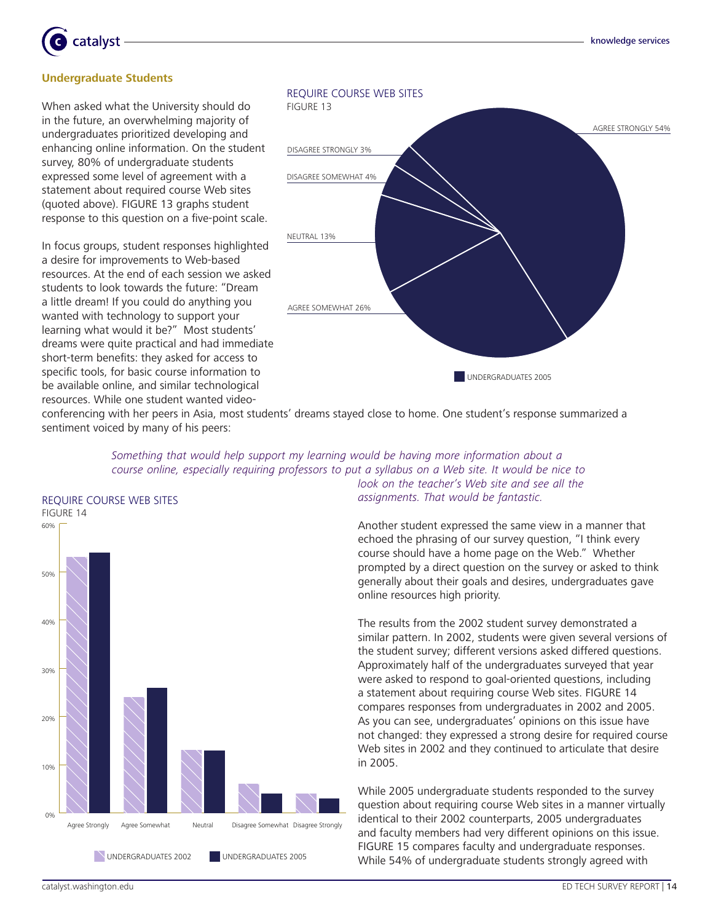## Undergraduate Students

When asked what the University should do in the future, an overwhelming majority of undergraduates prioritized developing and enhancing online information. On the student survey, 80% of undergraduate students expressed some level of agreement with a statement about required course Web sites (quoted above). FIGURE 13 graphs student response to this question on a five-point scale.

REQUIRE COURSE WEB SITES
FIGURE 13

| Response | Undergraduates 2005 |
|---|---|
| Agree Strongly | 54% |
| Agree Somewhat | 26% |
| Neutral | 13% |
| Disagree Somewhat | 4% |
| Disagree Strongly | 3% |

In focus groups, student responses highlighted a desire for improvements to Web-based resources. At the end of each session we asked students to look towards the future: "Dream a little dream! If you could do anything you wanted with technology to support your learning what would it be?" Most students' dreams were quite practical and had immediate short-term benefits: they asked for access to specific tools, for basic course information to be available online, and similar technological resources. While one student wanted video-conferencing with her peers in Asia, most students' dreams stayed close to home. One student's response summarized a sentiment voiced by many of his peers:

> *Something that would help support my learning would be having more information about a course online, especially requiring professors to put a syllabus on a Web site. It would be nice to look on the teacher's Web site and see all the assignments. That would be fantastic.*

REQUIRE COURSE WEB SITES
FIGURE 14

Legend: UNDERGRADUATES 2002, UNDERGRADUATES 2005

Categories: Agree Strongly, Agree Somewhat, Neutral, Disagree Somewhat, Disagree Strongly (y-axis 0%–60%)

Another student expressed the same view in a manner that echoed the phrasing of our survey question, "I think every course should have a home page on the Web." Whether prompted by a direct question on the survey or asked to think generally about their goals and desires, undergraduates gave online resources high priority.

The results from the 2002 student survey demonstrated a similar pattern. In 2002, students were given several versions of the student survey; different versions asked differed questions. Approximately half of the undergraduates surveyed that year were asked to respond to goal-oriented questions, including a statement about requiring course Web sites. FIGURE 14 compares responses from undergraduates in 2002 and 2005. As you can see, undergraduates' opinions on this issue have not changed: they expressed a strong desire for required course Web sites in 2002 and they continued to articulate that desire in 2005.

While 2005 undergraduate students responded to the survey question about requiring course Web sites in a manner virtually identical to their 2002 counterparts, 2005 undergraduates and faculty members had very different opinions on this issue. FIGURE 15 compares faculty and undergraduate responses. While 54% of undergraduate students strongly agreed with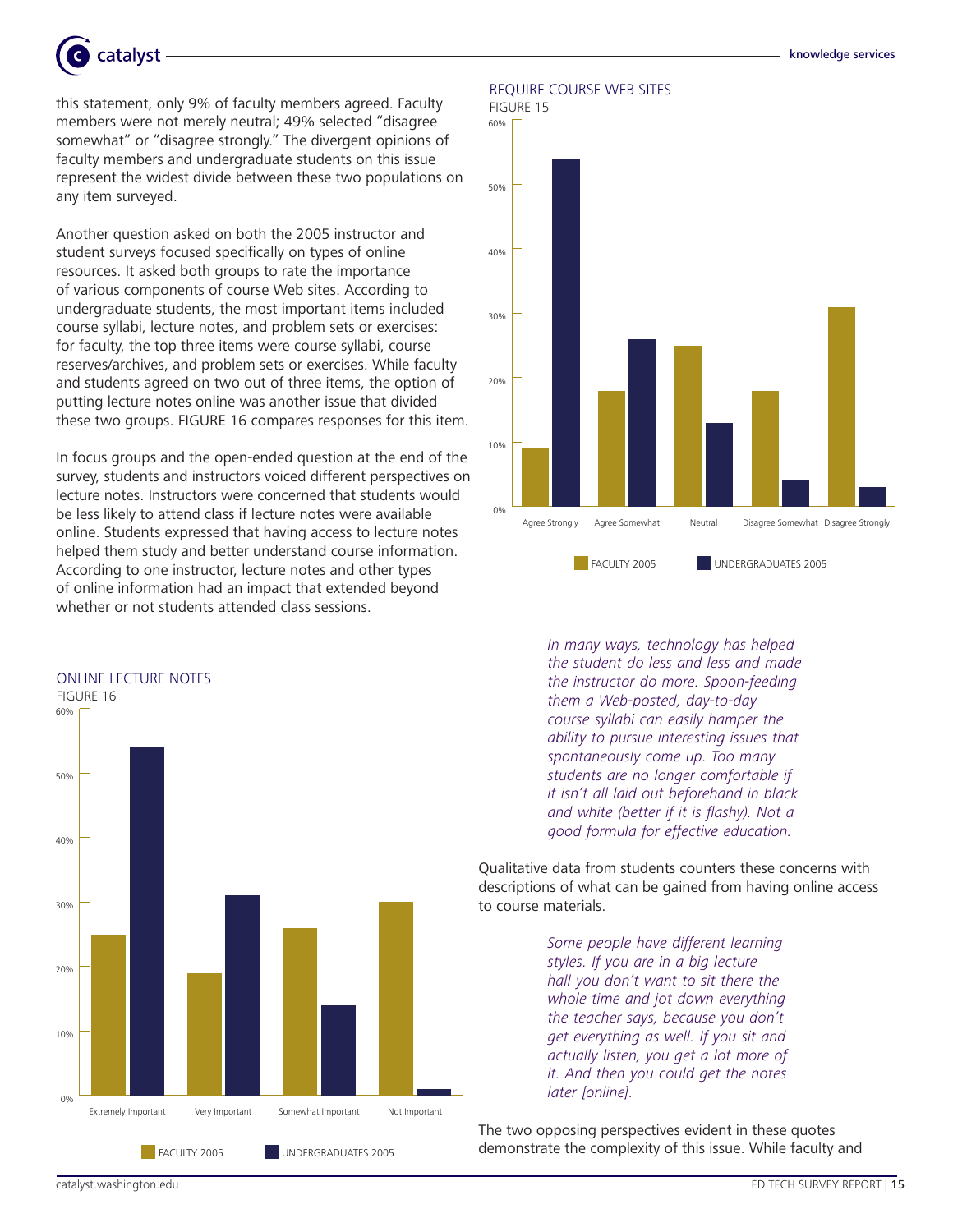this statement, only 9% of faculty members agreed. Faculty members were not merely neutral; 49% selected "disagree somewhat" or "disagree strongly." The divergent opinions of faculty members and undergraduate students on this issue represent the widest divide between these two populations on any item surveyed.

Another question asked on both the 2005 instructor and student surveys focused specifically on types of online resources. It asked both groups to rate the importance of various components of course Web sites. According to undergraduate students, the most important items included course syllabi, lecture notes, and problem sets or exercises: for faculty, the top three items were course syllabi, course reserves/archives, and problem sets or exercises. While faculty and students agreed on two out of three items, the option of putting lecture notes online was another issue that divided these two groups. FIGURE 16 compares responses for this item.

In focus groups and the open-ended question at the end of the survey, students and instructors voiced different perspectives on lecture notes. Instructors were concerned that students would be less likely to attend class if lecture notes were available online. Students expressed that having access to lecture notes helped them study and better understand course information. According to one instructor, lecture notes and other types of online information had an impact that extended beyond whether or not students attended class sessions.

REQUIRE COURSE WEB SITES

FIGURE 15

| | Agree Strongly | Agree Somewhat | Neutral | Disagree Somewhat | Disagree Strongly |
|---|---|---|---|---|---|
| FACULTY 2005 | 9% | 18% | 25% | 18% | 31% |
| UNDERGRADUATES 2005 | 54% | 26% | 13% | 4% | 3% |

ONLINE LECTURE NOTES

FIGURE 16

| | Extremely Important | Very Important | Somewhat Important | Not Important |
|---|---|---|---|---|
| FACULTY 2005 | 25% | 19% | 26% | 30% |
| UNDERGRADUATES 2005 | 54% | 31% | 14% | 1% |

*In many ways, technology has helped the student do less and less and made the instructor do more. Spoon-feeding them a Web-posted, day-to-day course syllabi can easily hamper the ability to pursue interesting issues that spontaneously come up. Too many students are no longer comfortable if it isn't all laid out beforehand in black and white (better if it is flashy). Not a good formula for effective education.*

Qualitative data from students counters these concerns with descriptions of what can be gained from having online access to course materials.

*Some people have different learning styles. If you are in a big lecture hall you don't want to sit there the whole time and jot down everything the teacher says, because you don't get everything as well. If you sit and actually listen, you get a lot more of it. And then you could get the notes later [online].*

The two opposing perspectives evident in these quotes demonstrate the complexity of this issue. While faculty and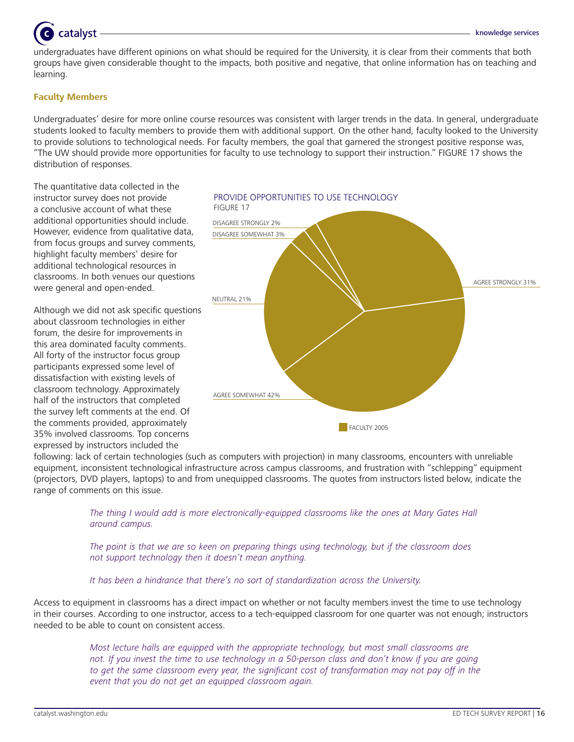undergraduates have different opinions on what should be required for the University, it is clear from their comments that both groups have given considerable thought to the impacts, both positive and negative, that online information has on teaching and learning.

### Faculty Members

Undergraduates' desire for more online course resources was consistent with larger trends in the data. In general, undergraduate students looked to faculty members to provide them with additional support. On the other hand, faculty looked to the University to provide solutions to technological needs. For faculty members, the goal that garnered the strongest positive response was, "The UW should provide more opportunities for faculty to use technology to support their instruction." FIGURE 17 shows the distribution of responses.

The quantitative data collected in the instructor survey does not provide a conclusive account of what these additional opportunities should include. However, evidence from qualitative data, from focus groups and survey comments, highlight faculty members' desire for additional technological resources in classrooms. In both venues our questions were general and open-ended.

PROVIDE OPPORTUNITIES TO USE TECHNOLOGY
FIGURE 17

| Response | Faculty 2005 |
|---|---|
| Disagree Strongly | 2% |
| Disagree Somewhat | 3% |
| Neutral | 21% |
| Agree Somewhat | 42% |
| Agree Strongly | 31% |

Although we did not ask specific questions about classroom technologies in either forum, the desire for improvements in this area dominated faculty comments. All forty of the instructor focus group participants expressed some level of dissatisfaction with existing levels of classroom technology. Approximately half of the instructors that completed the survey left comments at the end. Of the comments provided, approximately 35% involved classrooms. Top concerns expressed by instructors included the following: lack of certain technologies (such as computers with projection) in many classrooms, encounters with unreliable equipment, inconsistent technological infrastructure across campus classrooms, and frustration with "schlepping" equipment (projectors, DVD players, laptops) to and from unequipped classrooms. The quotes from instructors listed below, indicate the range of comments on this issue.

> *The thing I would add is more electronically-equipped classrooms like the ones at Mary Gates Hall around campus.*

> *The point is that we are so keen on preparing things using technology, but if the classroom does not support technology then it doesn't mean anything.*

> *It has been a hindrance that there's no sort of standardization across the University.*

Access to equipment in classrooms has a direct impact on whether or not faculty members invest the time to use technology in their courses. According to one instructor, access to a tech-equipped classroom for one quarter was not enough; instructors needed to be able to count on consistent access.

> *Most lecture halls are equipped with the appropriate technology, but most small classrooms are not. If you invest the time to use technology in a 50-person class and don't know if you are going to get the same classroom every year, the significant cost of transformation may not pay off in the event that you do not get an equipped classroom again.*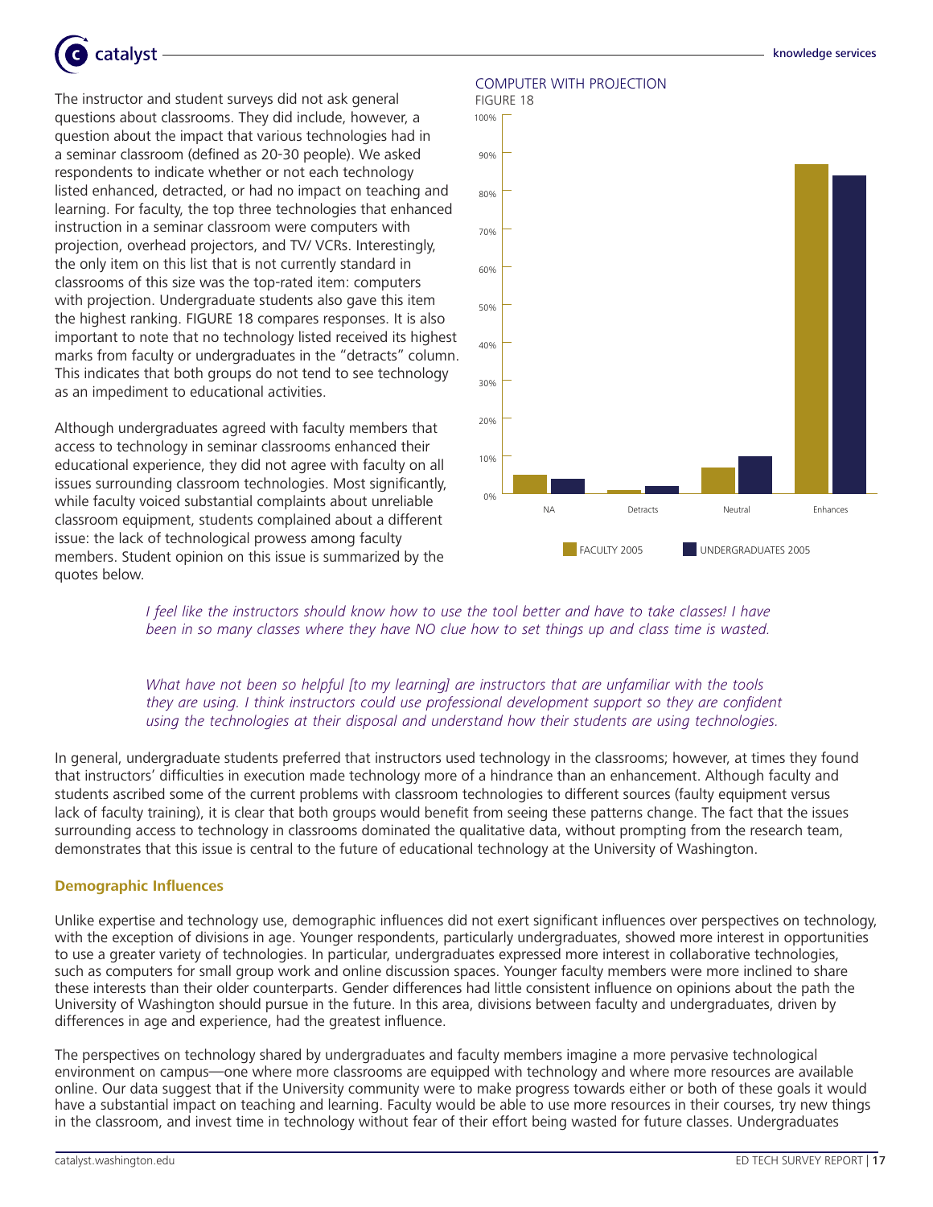The instructor and student surveys did not ask general questions about classrooms. They did include, however, a question about the impact that various technologies had in a seminar classroom (defined as 20-30 people). We asked respondents to indicate whether or not each technology listed enhanced, detracted, or had no impact on teaching and learning. For faculty, the top three technologies that enhanced instruction in a seminar classroom were computers with projection, overhead projectors, and TV/ VCRs. Interestingly, the only item on this list that is not currently standard in classrooms of this size was the top-rated item: computers with projection. Undergraduate students also gave this item the highest ranking. FIGURE 18 compares responses. It is also important to note that no technology listed received its highest marks from faculty or undergraduates in the "detracts" column. This indicates that both groups do not tend to see technology as an impediment to educational activities.

COMPUTER WITH PROJECTION

FIGURE 18

| | NA | Detracts | Neutral | Enhances |
|---|---|---|---|---|
| FACULTY 2005 | ~5% | ~1% | ~7% | ~87% |
| UNDERGRADUATES 2005 | ~4% | ~2% | ~10% | ~84% |

Although undergraduates agreed with faculty members that access to technology in seminar classrooms enhanced their educational experience, they did not agree with faculty on all issues surrounding classroom technologies. Most significantly, while faculty voiced substantial complaints about unreliable classroom equipment, students complained about a different issue: the lack of technological prowess among faculty members. Student opinion on this issue is summarized by the quotes below.

> *I feel like the instructors should know how to use the tool better and have to take classes! I have been in so many classes where they have NO clue how to set things up and class time is wasted.*

> *What have not been so helpful [to my learning] are instructors that are unfamiliar with the tools they are using. I think instructors could use professional development support so they are confident using the technologies at their disposal and understand how their students are using technologies.*

In general, undergraduate students preferred that instructors used technology in the classrooms; however, at times they found that instructors' difficulties in execution made technology more of a hindrance than an enhancement. Although faculty and students ascribed some of the current problems with classroom technologies to different sources (faulty equipment versus lack of faculty training), it is clear that both groups would benefit from seeing these patterns change. The fact that the issues surrounding access to technology in classrooms dominated the qualitative data, without prompting from the research team, demonstrates that this issue is central to the future of educational technology at the University of Washington.

### Demographic Influences

Unlike expertise and technology use, demographic influences did not exert significant influences over perspectives on technology, with the exception of divisions in age. Younger respondents, particularly undergraduates, showed more interest in opportunities to use a greater variety of technologies. In particular, undergraduates expressed more interest in collaborative technologies, such as computers for small group work and online discussion spaces. Younger faculty members were more inclined to share these interests than their older counterparts. Gender differences had little consistent influence on opinions about the path the University of Washington should pursue in the future. In this area, divisions between faculty and undergraduates, driven by differences in age and experience, had the greatest influence.

The perspectives on technology shared by undergraduates and faculty members imagine a more pervasive technological environment on campus—one where more classrooms are equipped with technology and where more resources are available online. Our data suggest that if the University community were to make progress towards either or both of these goals it would have a substantial impact on teaching and learning. Faculty would be able to use more resources in their courses, try new things in the classroom, and invest time in technology without fear of their effort being wasted for future classes. Undergraduates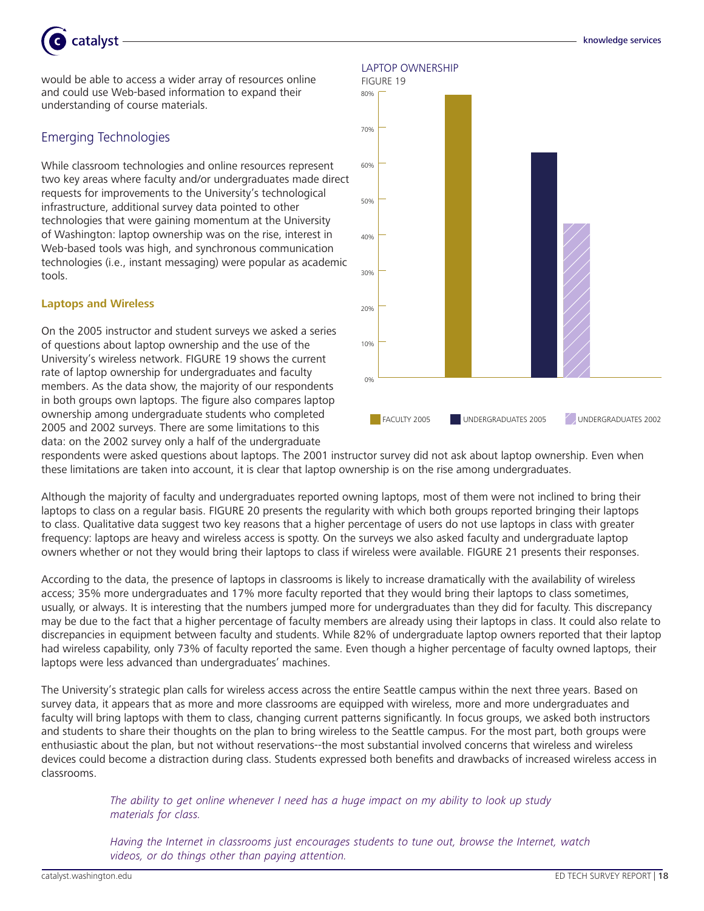would be able to access a wider array of resources online and could use Web-based information to expand their understanding of course materials.

## Emerging Technologies

While classroom technologies and online resources represent two key areas where faculty and/or undergraduates made direct requests for improvements to the University's technological infrastructure, additional survey data pointed to other technologies that were gaining momentum at the University of Washington: laptop ownership was on the rise, interest in Web-based tools was high, and synchronous communication technologies (i.e., instant messaging) were popular as academic tools.

### Laptops and Wireless

On the 2005 instructor and student surveys we asked a series of questions about laptop ownership and the use of the University's wireless network. FIGURE 19 shows the current rate of laptop ownership for undergraduates and faculty members. As the data show, the majority of our respondents in both groups own laptops. The figure also compares laptop ownership among undergraduate students who completed 2005 and 2002 surveys. There are some limitations to this data: on the 2002 survey only a half of the undergraduate respondents were asked questions about laptops. The 2001 instructor survey did not ask about laptop ownership. Even when these limitations are taken into account, it is clear that laptop ownership is on the rise among undergraduates.

LAPTOP OWNERSHIP
FIGURE 19

| | Laptop ownership |
|---|---|
| FACULTY 2005 | ~79% |
| UNDERGRADUATES 2005 | ~63% |
| UNDERGRADUATES 2002 | ~43% |

Although the majority of faculty and undergraduates reported owning laptops, most of them were not inclined to bring their laptops to class on a regular basis. FIGURE 20 presents the regularity with which both groups reported bringing their laptops to class. Qualitative data suggest two key reasons that a higher percentage of users do not use laptops in class with greater frequency: laptops are heavy and wireless access is spotty. On the surveys we also asked faculty and undergraduate laptop owners whether or not they would bring their laptops to class if wireless were available. FIGURE 21 presents their responses.

According to the data, the presence of laptops in classrooms is likely to increase dramatically with the availability of wireless access; 35% more undergraduates and 17% more faculty reported that they would bring their laptops to class sometimes, usually, or always. It is interesting that the numbers jumped more for undergraduates than they did for faculty. This discrepancy may be due to the fact that a higher percentage of faculty members are already using their laptops in class. It could also relate to discrepancies in equipment between faculty and students. While 82% of undergraduate laptop owners reported that their laptop had wireless capability, only 73% of faculty reported the same. Even though a higher percentage of faculty owned laptops, their laptops were less advanced than undergraduates' machines.

The University's strategic plan calls for wireless access across the entire Seattle campus within the next three years. Based on survey data, it appears that as more and more classrooms are equipped with wireless, more and more undergraduates and faculty will bring laptops with them to class, changing current patterns significantly. In focus groups, we asked both instructors and students to share their thoughts on the plan to bring wireless to the Seattle campus. For the most part, both groups were enthusiastic about the plan, but not without reservations--the most substantial involved concerns that wireless and wireless devices could become a distraction during class. Students expressed both benefits and drawbacks of increased wireless access in classrooms.

> *The ability to get online whenever I need has a huge impact on my ability to look up study materials for class.*
>
> *Having the Internet in classrooms just encourages students to tune out, browse the Internet, watch videos, or do things other than paying attention.*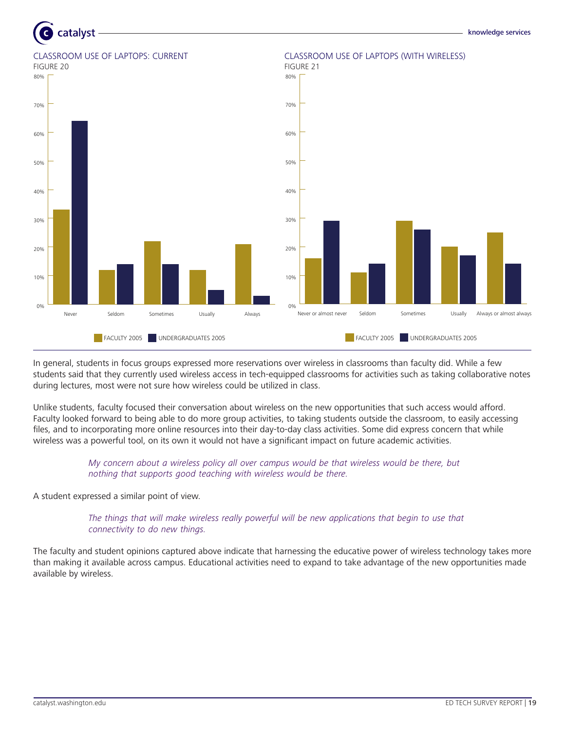CLASSROOM USE OF LAPTOPS: CURRENT
FIGURE 20

CLASSROOM USE OF LAPTOPS (WITH WIRELESS)
FIGURE 21

In general, students in focus groups expressed more reservations over wireless in classrooms than faculty did. While a few students said that they currently used wireless access in tech-equipped classrooms for activities such as taking collaborative notes during lectures, most were not sure how wireless could be utilized in class.

Unlike students, faculty focused their conversation about wireless on the new opportunities that such access would afford. Faculty looked forward to being able to do more group activities, to taking students outside the classroom, to easily accessing files, and to incorporating more online resources into their day-to-day class activities. Some did express concern that while wireless was a powerful tool, on its own it would not have a significant impact on future academic activities.

> *My concern about a wireless policy all over campus would be that wireless would be there, but nothing that supports good teaching with wireless would be there.*

A student expressed a similar point of view.

> *The things that will make wireless really powerful will be new applications that begin to use that connectivity to do new things.*

The faculty and student opinions captured above indicate that harnessing the educative power of wireless technology takes more than making it available across campus. Educational activities need to expand to take advantage of the new opportunities made available by wireless.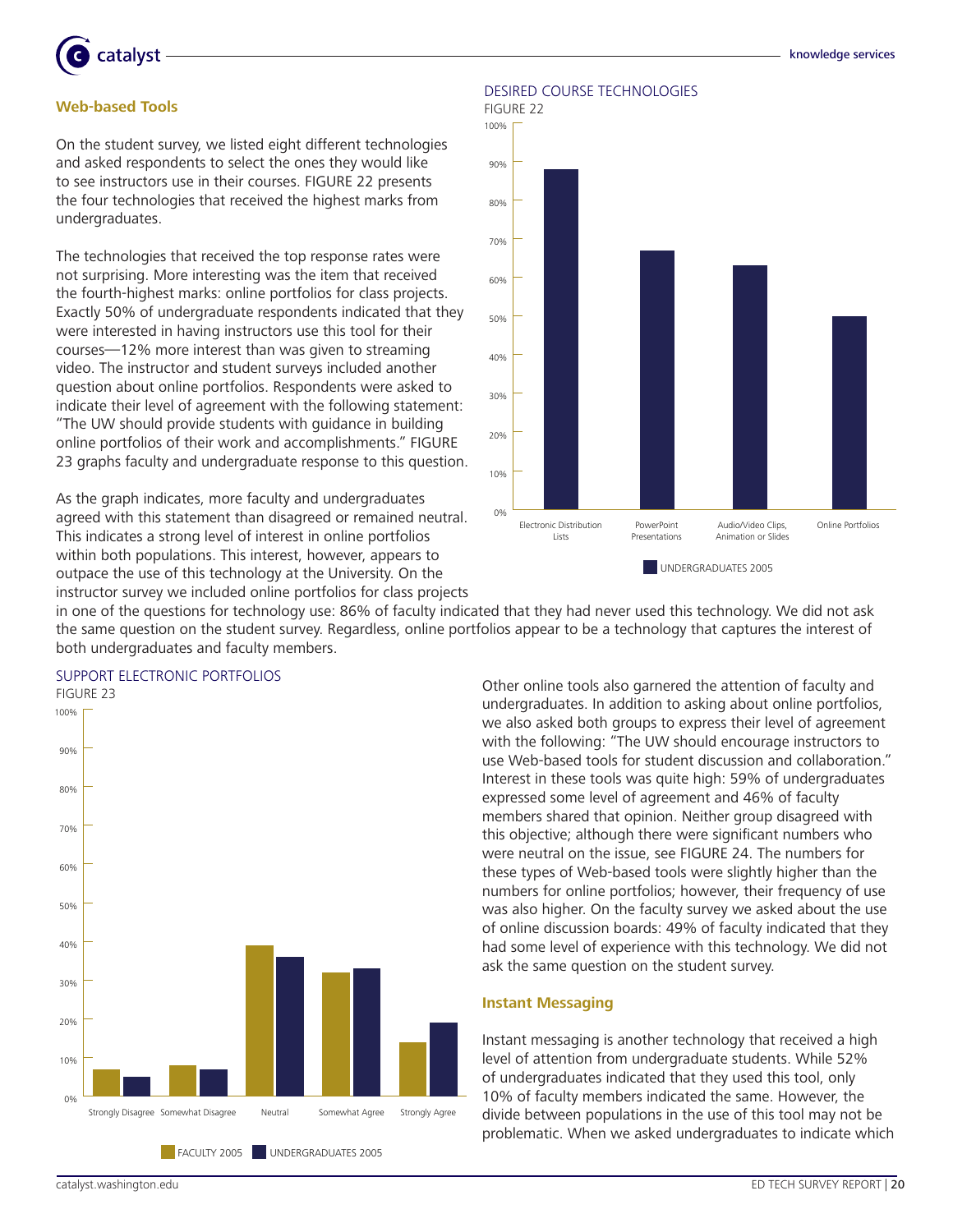## Web-based Tools

On the student survey, we listed eight different technologies and asked respondents to select the ones they would like to see instructors use in their courses. FIGURE 22 presents the four technologies that received the highest marks from undergraduates.

The technologies that received the top response rates were not surprising. More interesting was the item that received the fourth-highest marks: online portfolios for class projects. Exactly 50% of undergraduate respondents indicated that they were interested in having instructors use this tool for their courses—12% more interest than was given to streaming video. The instructor and student surveys included another question about online portfolios. Respondents were asked to indicate their level of agreement with the following statement: "The UW should provide students with guidance in building online portfolios of their work and accomplishments." FIGURE 23 graphs faculty and undergraduate response to this question.

DESIRED COURSE TECHNOLOGIES

FIGURE 22

| | Electronic Distribution Lists | PowerPoint Presentations | Audio/Video Clips, Animation or Slides | Online Portfolios |
|---|---|---|---|---|
| UNDERGRADUATES 2005 | ~88% | ~67% | ~63% | 50% |

As the graph indicates, more faculty and undergraduates agreed with this statement than disagreed or remained neutral. This indicates a strong level of interest in online portfolios within both populations. This interest, however, appears to outpace the use of this technology at the University. On the instructor survey we included online portfolios for class projects in one of the questions for technology use: 86% of faculty indicated that they had never used this technology. We did not ask the same question on the student survey. Regardless, online portfolios appear to be a technology that captures the interest of both undergraduates and faculty members.

SUPPORT ELECTRONIC PORTFOLIOS

FIGURE 23

| | Strongly Disagree | Somewhat Disagree | Neutral | Somewhat Agree | Strongly Agree |
|---|---|---|---|---|---|
| FACULTY 2005 | ~7% | ~8% | ~39% | ~32% | ~14% |
| UNDERGRADUATES 2005 | ~5% | ~7% | ~36% | ~33% | ~19% |

Other online tools also garnered the attention of faculty and undergraduates. In addition to asking about online portfolios, we also asked both groups to express their level of agreement with the following: "The UW should encourage instructors to use Web-based tools for student discussion and collaboration." Interest in these tools was quite high: 59% of undergraduates expressed some level of agreement and 46% of faculty members shared that opinion. Neither group disagreed with this objective; although there were significant numbers who were neutral on the issue, see FIGURE 24. The numbers for these types of Web-based tools were slightly higher than the numbers for online portfolios; however, their frequency of use was also higher. On the faculty survey we asked about the use of online discussion boards: 49% of faculty indicated that they had some level of experience with this technology. We did not ask the same question on the student survey.

## Instant Messaging

Instant messaging is another technology that received a high level of attention from undergraduate students. While 52% of undergraduates indicated that they used this tool, only 10% of faculty members indicated the same. However, the divide between populations in the use of this tool may not be problematic. When we asked undergraduates to indicate which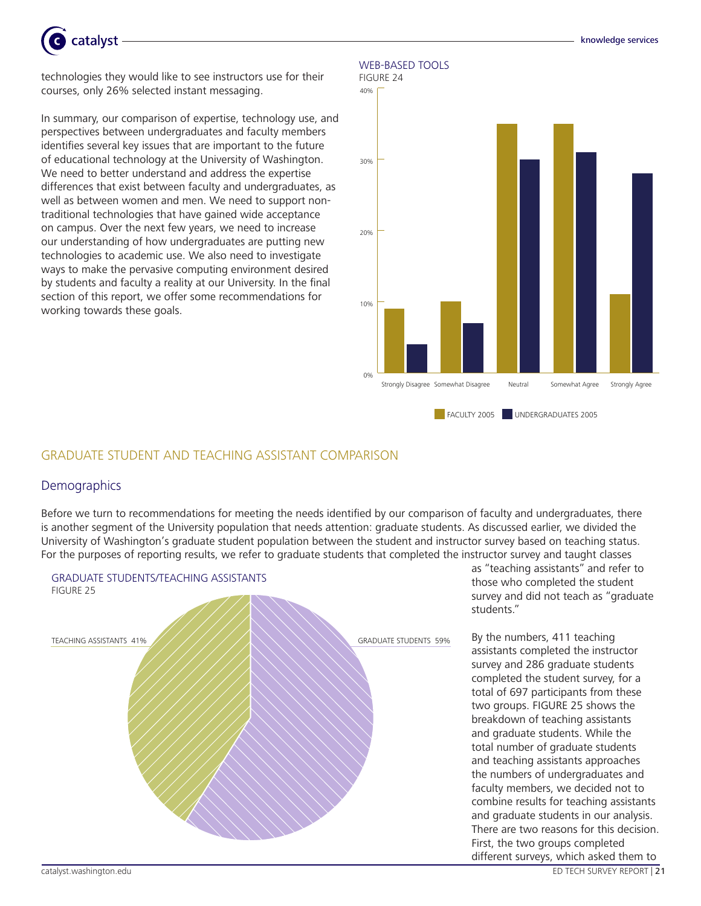technologies they would like to see instructors use for their courses, only 26% selected instant messaging.

In summary, our comparison of expertise, technology use, and perspectives between undergraduates and faculty members identifies several key issues that are important to the future of educational technology at the University of Washington. We need to better understand and address the expertise differences that exist between faculty and undergraduates, as well as between women and men. We need to support non-traditional technologies that have gained wide acceptance on campus. Over the next few years, we need to increase our understanding of how undergraduates are putting new technologies to academic use. We also need to investigate ways to make the pervasive computing environment desired by students and faculty a reality at our University. In the final section of this report, we offer some recommendations for working towards these goals.

WEB-BASED TOOLS
FIGURE 24

## GRADUATE STUDENT AND TEACHING ASSISTANT COMPARISON

### Demographics

Before we turn to recommendations for meeting the needs identified by our comparison of faculty and undergraduates, there is another segment of the University population that needs attention: graduate students. As discussed earlier, we divided the University of Washington's graduate student population between the student and instructor survey based on teaching status. For the purposes of reporting results, we refer to graduate students that completed the instructor survey and taught classes as "teaching assistants" and refer to those who completed the student survey and did not teach as "graduate students."

GRADUATE STUDENTS/TEACHING ASSISTANTS
FIGURE 25

By the numbers, 411 teaching assistants completed the instructor survey and 286 graduate students completed the student survey, for a total of 697 participants from these two groups. FIGURE 25 shows the breakdown of teaching assistants and graduate students. While the total number of graduate students and teaching assistants approaches the numbers of undergraduates and faculty members, we decided not to combine results for teaching assistants and graduate students in our analysis. There are two reasons for this decision. First, the two groups completed different surveys, which asked them to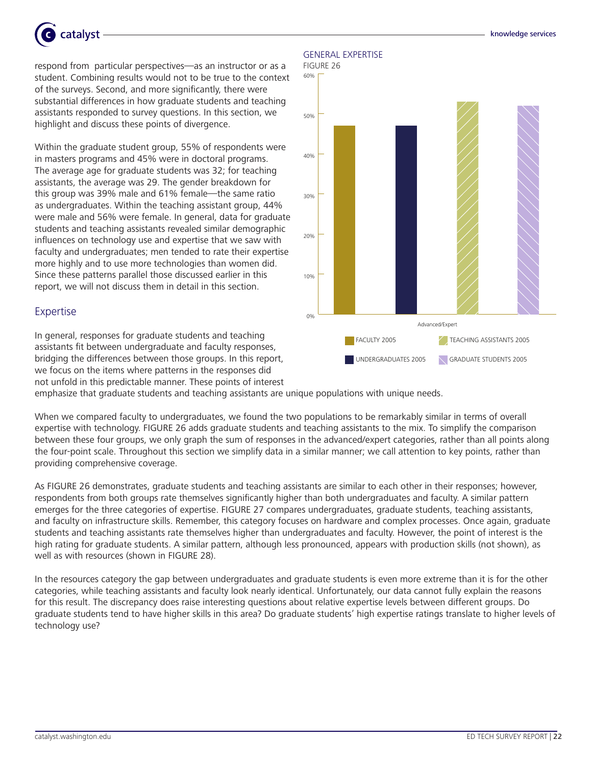respond from particular perspectives—as an instructor or as a student. Combining results would not to be true to the context of the surveys. Second, and more significantly, there were substantial differences in how graduate students and teaching assistants responded to survey questions. In this section, we highlight and discuss these points of divergence.

Within the graduate student group, 55% of respondents were in masters programs and 45% were in doctoral programs. The average age for graduate students was 32; for teaching assistants, the average was 29. The gender breakdown for this group was 39% male and 61% female—the same ratio as undergraduates. Within the teaching assistant group, 44% were male and 56% were female. In general, data for graduate students and teaching assistants revealed similar demographic influences on technology use and expertise that we saw with faculty and undergraduates; men tended to rate their expertise more highly and to use more technologies than women did. Since these patterns parallel those discussed earlier in this report, we will not discuss them in detail in this section.

## Expertise

In general, responses for graduate students and teaching assistants fit between undergraduate and faculty responses, bridging the differences between those groups. In this report, we focus on the items where patterns in the responses did not unfold in this predictable manner. These points of interest emphasize that graduate students and teaching assistants are unique populations with unique needs.

GENERAL EXPERTISE

FIGURE 26

When we compared faculty to undergraduates, we found the two populations to be remarkably similar in terms of overall expertise with technology. FIGURE 26 adds graduate students and teaching assistants to the mix. To simplify the comparison between these four groups, we only graph the sum of responses in the advanced/expert categories, rather than all points along the four-point scale. Throughout this section we simplify data in a similar manner; we call attention to key points, rather than providing comprehensive coverage.

As FIGURE 26 demonstrates, graduate students and teaching assistants are similar to each other in their responses; however, respondents from both groups rate themselves significantly higher than both undergraduates and faculty. A similar pattern emerges for the three categories of expertise. FIGURE 27 compares undergraduates, graduate students, teaching assistants, and faculty on infrastructure skills. Remember, this category focuses on hardware and complex processes. Once again, graduate students and teaching assistants rate themselves higher than undergraduates and faculty. However, the point of interest is the high rating for graduate students. A similar pattern, although less pronounced, appears with production skills (not shown), as well as with resources (shown in FIGURE 28).

In the resources category the gap between undergraduates and graduate students is even more extreme than it is for the other categories, while teaching assistants and faculty look nearly identical. Unfortunately, our data cannot fully explain the reasons for this result. The discrepancy does raise interesting questions about relative expertise levels between different groups. Do graduate students tend to have higher skills in this area? Do graduate students' high expertise ratings translate to higher levels of technology use?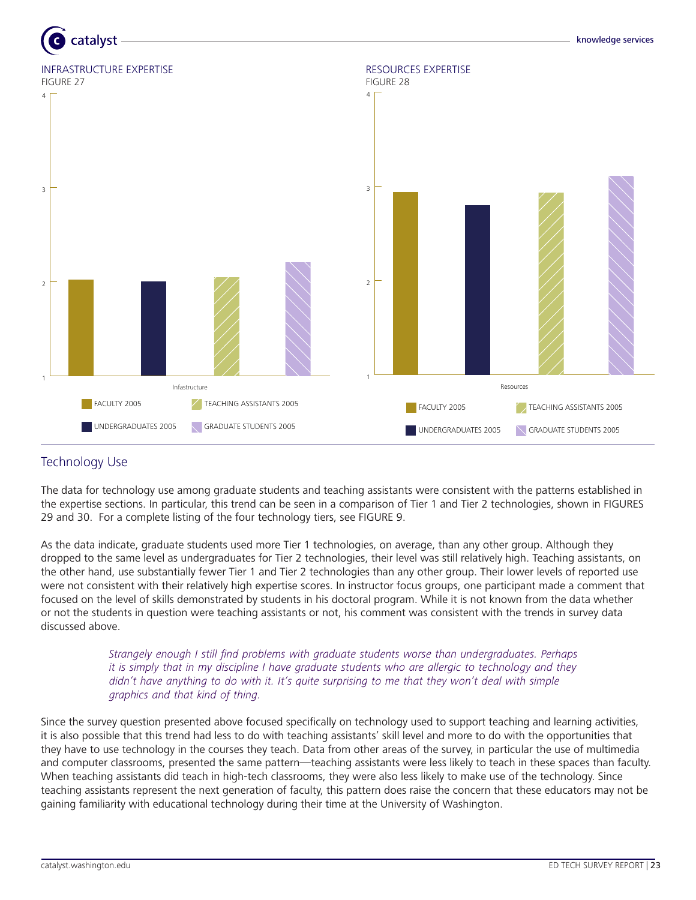INFRASTRUCTURE EXPERTISE
FIGURE 27

RESOURCES EXPERTISE
FIGURE 28

## Technology Use

The data for technology use among graduate students and teaching assistants were consistent with the patterns established in the expertise sections. In particular, this trend can be seen in a comparison of Tier 1 and Tier 2 technologies, shown in FIGURES 29 and 30. For a complete listing of the four technology tiers, see FIGURE 9.

As the data indicate, graduate students used more Tier 1 technologies, on average, than any other group. Although they dropped to the same level as undergraduates for Tier 2 technologies, their level was still relatively high. Teaching assistants, on the other hand, use substantially fewer Tier 1 and Tier 2 technologies than any other group. Their lower levels of reported use were not consistent with their relatively high expertise scores. In instructor focus groups, one participant made a comment that focused on the level of skills demonstrated by students in his doctoral program. While it is not known from the data whether or not the students in question were teaching assistants or not, his comment was consistent with the trends in survey data discussed above.

> *Strangely enough I still find problems with graduate students worse than undergraduates. Perhaps it is simply that in my discipline I have graduate students who are allergic to technology and they didn't have anything to do with it. It's quite surprising to me that they won't deal with simple graphics and that kind of thing.*

Since the survey question presented above focused specifically on technology used to support teaching and learning activities, it is also possible that this trend had less to do with teaching assistants' skill level and more to do with the opportunities that they have to use technology in the courses they teach. Data from other areas of the survey, in particular the use of multimedia and computer classrooms, presented the same pattern—teaching assistants were less likely to teach in these spaces than faculty. When teaching assistants did teach in high-tech classrooms, they were also less likely to make use of the technology. Since teaching assistants represent the next generation of faculty, this pattern does raise the concern that these educators may not be gaining familiarity with educational technology during their time at the University of Washington.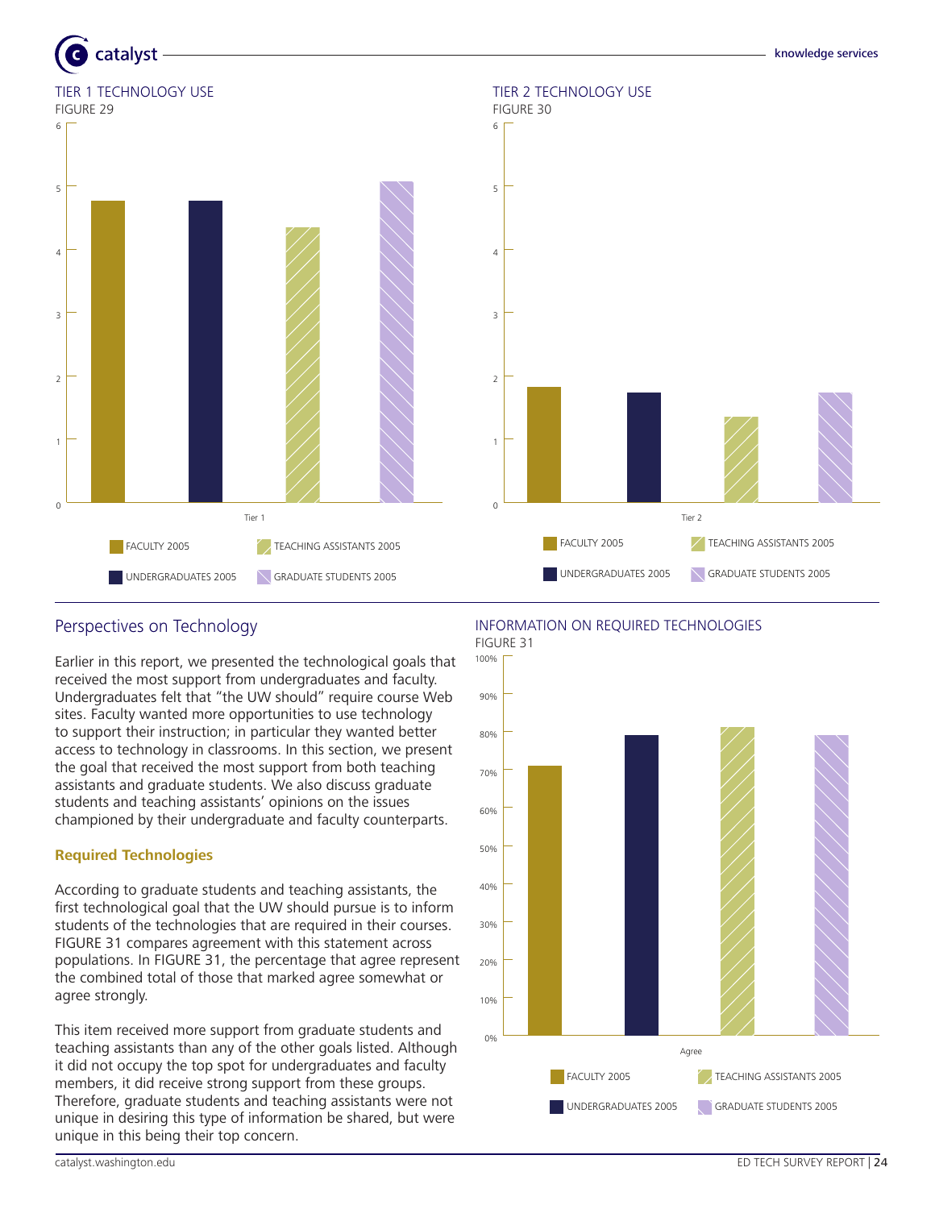TIER 1 TECHNOLOGY USE

FIGURE 29

TIER 2 TECHNOLOGY USE

FIGURE 30

## Perspectives on Technology

Earlier in this report, we presented the technological goals that received the most support from undergraduates and faculty. Undergraduates felt that "the UW should" require course Web sites. Faculty wanted more opportunities to use technology to support their instruction; in particular they wanted better access to technology in classrooms. In this section, we present the goal that received the most support from both teaching assistants and graduate students. We also discuss graduate students and teaching assistants' opinions on the issues championed by their undergraduate and faculty counterparts.

### Required Technologies

According to graduate students and teaching assistants, the first technological goal that the UW should pursue is to inform students of the technologies that are required in their courses. FIGURE 31 compares agreement with this statement across populations. In FIGURE 31, the percentage that agree represent the combined total of those that marked agree somewhat or agree strongly.

This item received more support from graduate students and teaching assistants than any of the other goals listed. Although it did not occupy the top spot for undergraduates and faculty members, it did receive strong support from these groups. Therefore, graduate students and teaching assistants were not unique in desiring this type of information be shared, but were unique in this being their top concern.

INFORMATION ON REQUIRED TECHNOLOGIES

FIGURE 31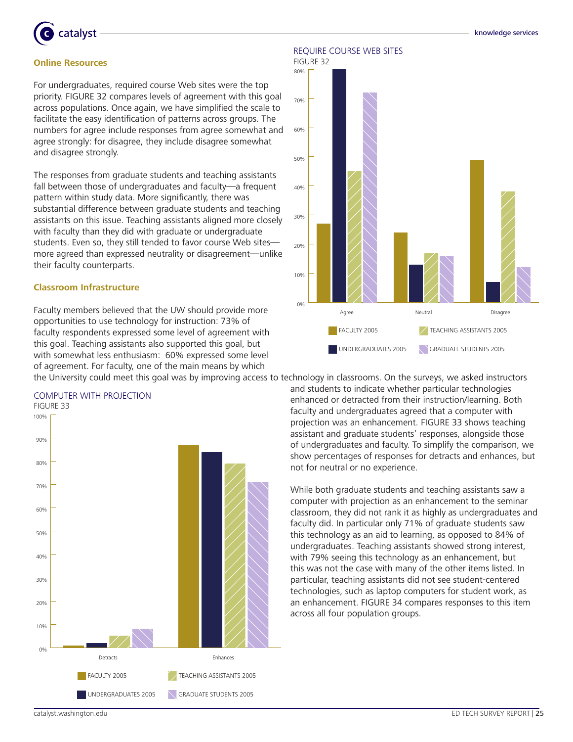### Online Resources

For undergraduates, required course Web sites were the top priority. FIGURE 32 compares levels of agreement with this goal across populations. Once again, we have simplified the scale to facilitate the easy identification of patterns across groups. The numbers for agree include responses from agree somewhat and agree strongly: for disagree, they include disagree somewhat and disagree strongly.

The responses from graduate students and teaching assistants fall between those of undergraduates and faculty—a frequent pattern within study data. More significantly, there was substantial difference between graduate students and teaching assistants on this issue. Teaching assistants aligned more closely with faculty than they did with graduate or undergraduate students. Even so, they still tended to favor course Web sites—more agreed than expressed neutrality or disagreement—unlike their faculty counterparts.

REQUIRE COURSE WEB SITES

FIGURE 32

### Classroom Infrastructure

Faculty members believed that the UW should provide more opportunities to use technology for instruction: 73% of faculty respondents expressed some level of agreement with this goal. Teaching assistants also supported this goal, but with somewhat less enthusiasm: 60% expressed some level of agreement. For faculty, one of the main means by which the University could meet this goal was by improving access to technology in classrooms. On the surveys, we asked instructors and students to indicate whether particular technologies enhanced or detracted from their instruction/learning. Both faculty and undergraduates agreed that a computer with projection was an enhancement. FIGURE 33 shows teaching assistant and graduate students' responses, alongside those of undergraduates and faculty. To simplify the comparison, we show percentages of responses for detracts and enhances, but not for neutral or no experience.

COMPUTER WITH PROJECTION

FIGURE 33

While both graduate students and teaching assistants saw a computer with projection as an enhancement to the seminar classroom, they did not rank it as highly as undergraduates and faculty did. In particular only 71% of graduate students saw this technology as an aid to learning, as opposed to 84% of undergraduates. Teaching assistants showed strong interest, with 79% seeing this technology as an enhancement, but this was not the case with many of the other items listed. In particular, teaching assistants did not see student-centered technologies, such as laptop computers for student work, as an enhancement. FIGURE 34 compares responses to this item across all four population groups.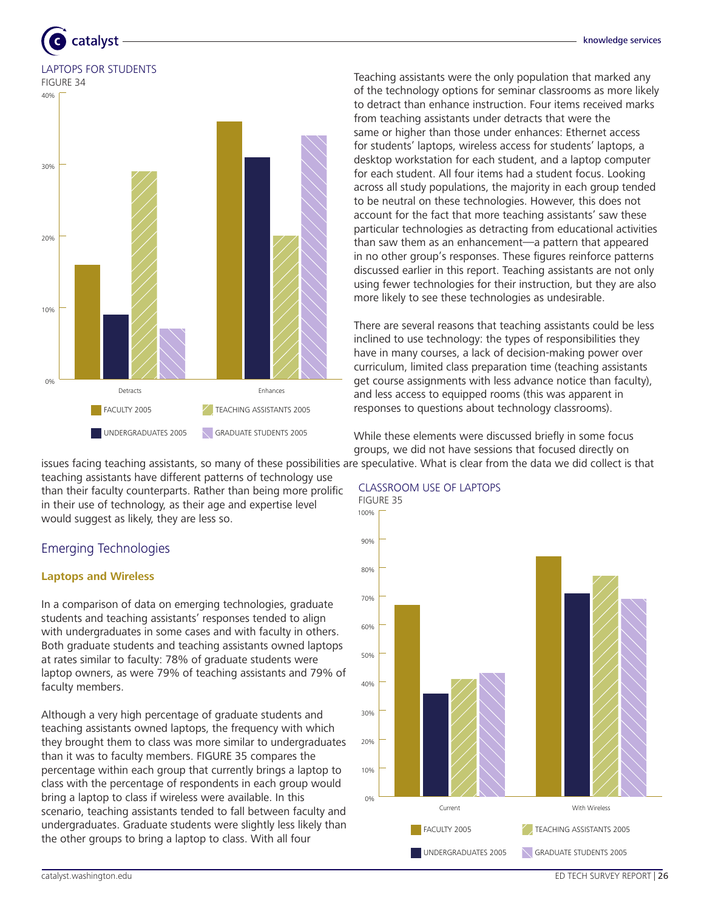LAPTOPS FOR STUDENTS

FIGURE 34

| | Faculty 2005 | Undergraduates 2005 | Teaching Assistants 2005 | Graduate Students 2005 |
|---|---|---|---|---|
| Detracts | 16% | 9% | 29% | 7% |
| Enhances | 36% | 31% | 20% | 34% |

Teaching assistants were the only population that marked any of the technology options for seminar classrooms as more likely to detract than enhance instruction. Four items received marks from teaching assistants under detracts that were the same or higher than those under enhances: Ethernet access for students' laptops, wireless access for students' laptops, a desktop workstation for each student, and a laptop computer for each student. All four items had a student focus. Looking across all study populations, the majority in each group tended to be neutral on these technologies. However, this does not account for the fact that more teaching assistants' saw these particular technologies as detracting from educational activities than saw them as an enhancement—a pattern that appeared in no other group's responses. These figures reinforce patterns discussed earlier in this report. Teaching assistants are not only using fewer technologies for their instruction, but they are also more likely to see these technologies as undesirable.

There are several reasons that teaching assistants could be less inclined to use technology: the types of responsibilities they have in many courses, a lack of decision-making power over curriculum, limited class preparation time (teaching assistants get course assignments with less advance notice than faculty), and less access to equipped rooms (this was apparent in responses to questions about technology classrooms).

While these elements were discussed briefly in some focus groups, we did not have sessions that focused directly on issues facing teaching assistants, so many of these possibilities are speculative. What is clear from the data we did collect is that teaching assistants have different patterns of technology use than their faculty counterparts. Rather than being more prolific in their use of technology, as their age and expertise level would suggest as likely, they are less so.

## Emerging Technologies

### Laptops and Wireless

In a comparison of data on emerging technologies, graduate students and teaching assistants' responses tended to align with undergraduates in some cases and with faculty in others. Both graduate students and teaching assistants owned laptops at rates similar to faculty: 78% of graduate students were laptop owners, as were 79% of teaching assistants and 79% of faculty members.

Although a very high percentage of graduate students and teaching assistants owned laptops, the frequency with which they brought them to class was more similar to undergraduates than it was to faculty members. FIGURE 35 compares the percentage within each group that currently brings a laptop to class with the percentage of respondents in each group would bring a laptop to class if wireless were available. In this scenario, teaching assistants tended to fall between faculty and undergraduates. Graduate students were slightly less likely than the other groups to bring a laptop to class. With all four

CLASSROOM USE OF LAPTOPS

FIGURE 35

| | Faculty 2005 | Undergraduates 2005 | Teaching Assistants 2005 | Graduate Students 2005 |
|---|---|---|---|---|
| Current | 67% | 36% | 41% | 43% |
| With Wireless | 84% | 71% | 77% | 69% |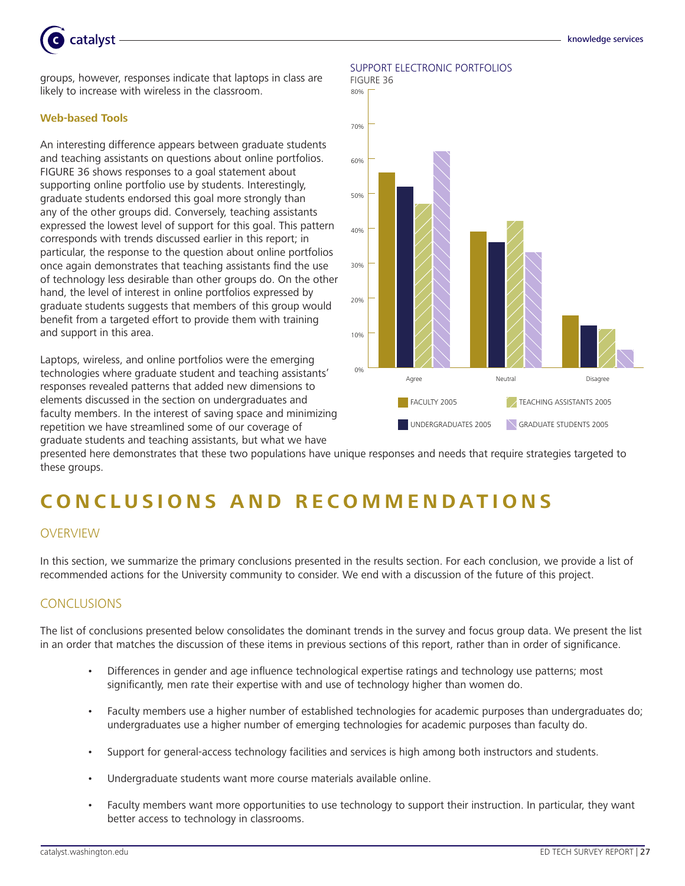groups, however, responses indicate that laptops in class are likely to increase with wireless in the classroom.

**Web-based Tools**

An interesting difference appears between graduate students and teaching assistants on questions about online portfolios. FIGURE 36 shows responses to a goal statement about supporting online portfolio use by students. Interestingly, graduate students endorsed this goal more strongly than any of the other groups did. Conversely, teaching assistants expressed the lowest level of support for this goal. This pattern corresponds with trends discussed earlier in this report; in particular, the response to the question about online portfolios once again demonstrates that teaching assistants find the use of technology less desirable than other groups do. On the other hand, the level of interest in online portfolios expressed by graduate students suggests that members of this group would benefit from a targeted effort to provide them with training and support in this area.

Laptops, wireless, and online portfolios were the emerging technologies where graduate student and teaching assistants' responses revealed patterns that added new dimensions to elements discussed in the section on undergraduates and faculty members. In the interest of saving space and minimizing repetition we have streamlined some of our coverage of graduate students and teaching assistants, but what we have presented here demonstrates that these two populations have unique responses and needs that require strategies targeted to these groups.

SUPPORT ELECTRONIC PORTFOLIOS

FIGURE 36

| | Agree | Neutral | Disagree |
|---|---|---|---|
| FACULTY 2005 | 56% | 39% | 15% |
| UNDERGRADUATES 2005 | 52% | 36% | 12% |
| TEACHING ASSISTANTS 2005 | 47% | 42% | 11% |
| GRADUATE STUDENTS 2005 | 62% | 33% | 5% |

# CONCLUSIONS AND RECOMMENDATIONS

## OVERVIEW

In this section, we summarize the primary conclusions presented in the results section. For each conclusion, we provide a list of recommended actions for the University community to consider. We end with a discussion of the future of this project.

## CONCLUSIONS

The list of conclusions presented below consolidates the dominant trends in the survey and focus group data. We present the list in an order that matches the discussion of these items in previous sections of this report, rather than in order of significance.

- Differences in gender and age influence technological expertise ratings and technology use patterns; most significantly, men rate their expertise with and use of technology higher than women do.
- Faculty members use a higher number of established technologies for academic purposes than undergraduates do; undergraduates use a higher number of emerging technologies for academic purposes than faculty do.
- Support for general-access technology facilities and services is high among both instructors and students.
- Undergraduate students want more course materials available online.
- Faculty members want more opportunities to use technology to support their instruction. In particular, they want better access to technology in classrooms.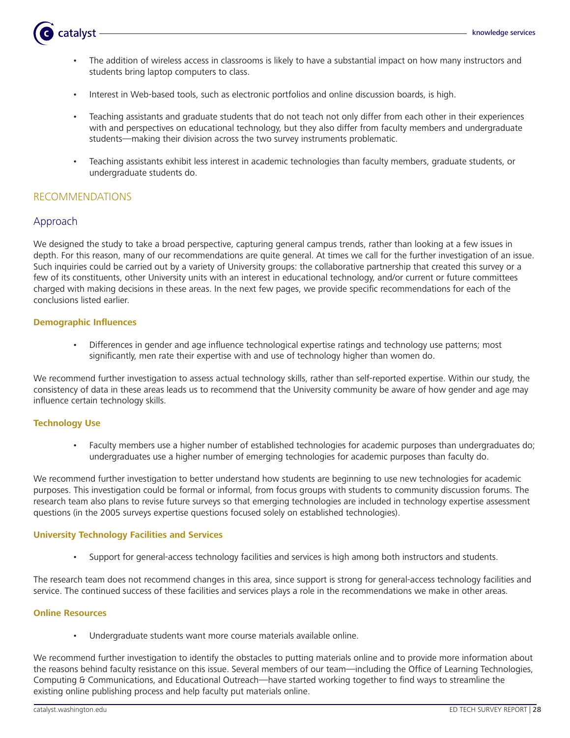- The addition of wireless access in classrooms is likely to have a substantial impact on how many instructors and students bring laptop computers to class.

- Interest in Web-based tools, such as electronic portfolios and online discussion boards, is high.

- Teaching assistants and graduate students that do not teach not only differ from each other in their experiences with and perspectives on educational technology, but they also differ from faculty members and undergraduate students—making their division across the two survey instruments problematic.

- Teaching assistants exhibit less interest in academic technologies than faculty members, graduate students, or undergraduate students do.

## RECOMMENDATIONS

### Approach

We designed the study to take a broad perspective, capturing general campus trends, rather than looking at a few issues in depth. For this reason, many of our recommendations are quite general. At times we call for the further investigation of an issue. Such inquiries could be carried out by a variety of University groups: the collaborative partnership that created this survey or a few of its constituents, other University units with an interest in educational technology, and/or current or future committees charged with making decisions in these areas. In the next few pages, we provide specific recommendations for each of the conclusions listed earlier.

#### Demographic Influences

- Differences in gender and age influence technological expertise ratings and technology use patterns; most significantly, men rate their expertise with and use of technology higher than women do.

We recommend further investigation to assess actual technology skills, rather than self-reported expertise. Within our study, the consistency of data in these areas leads us to recommend that the University community be aware of how gender and age may influence certain technology skills.

#### Technology Use

- Faculty members use a higher number of established technologies for academic purposes than undergraduates do; undergraduates use a higher number of emerging technologies for academic purposes than faculty do.

We recommend further investigation to better understand how students are beginning to use new technologies for academic purposes. This investigation could be formal or informal, from focus groups with students to community discussion forums. The research team also plans to revise future surveys so that emerging technologies are included in technology expertise assessment questions (in the 2005 surveys expertise questions focused solely on established technologies).

#### University Technology Facilities and Services

- Support for general-access technology facilities and services is high among both instructors and students.

The research team does not recommend changes in this area, since support is strong for general-access technology facilities and service. The continued success of these facilities and services plays a role in the recommendations we make in other areas.

#### Online Resources

- Undergraduate students want more course materials available online.

We recommend further investigation to identify the obstacles to putting materials online and to provide more information about the reasons behind faculty resistance on this issue. Several members of our team—including the Office of Learning Technologies, Computing & Communications, and Educational Outreach—have started working together to find ways to streamline the existing online publishing process and help faculty put materials online.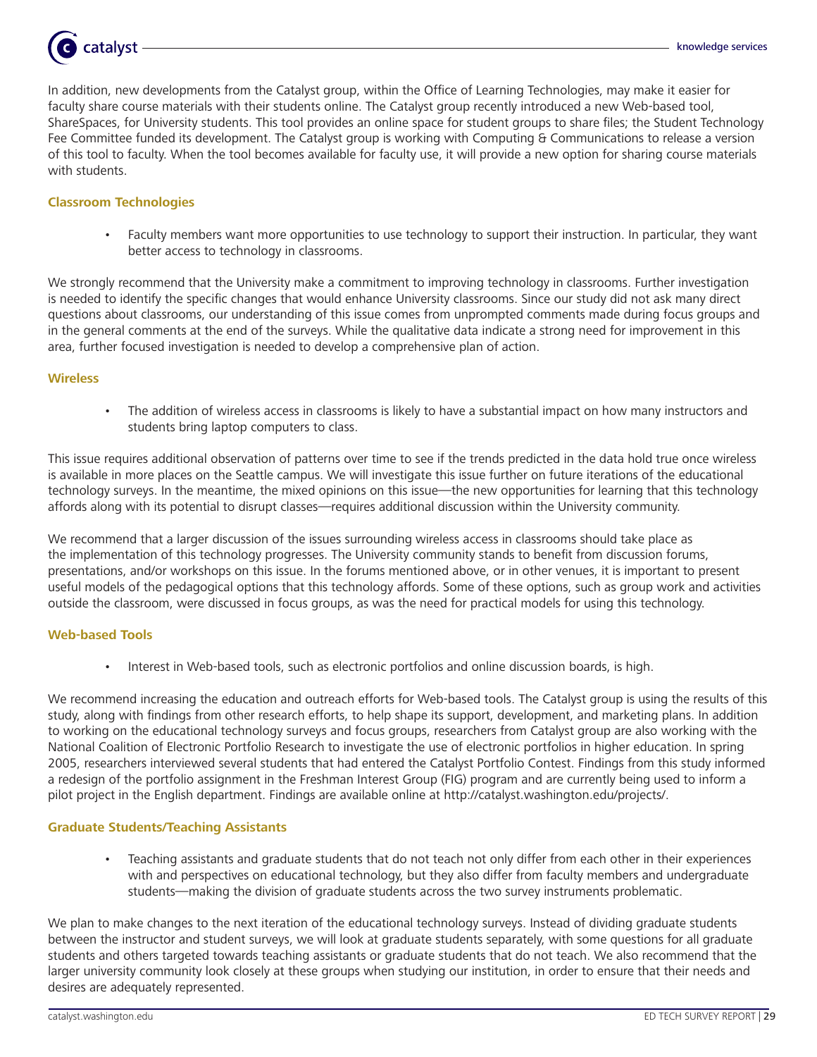In addition, new developments from the Catalyst group, within the Office of Learning Technologies, may make it easier for faculty share course materials with their students online. The Catalyst group recently introduced a new Web-based tool, ShareSpaces, for University students. This tool provides an online space for student groups to share files; the Student Technology Fee Committee funded its development. The Catalyst group is working with Computing & Communications to release a version of this tool to faculty. When the tool becomes available for faculty use, it will provide a new option for sharing course materials with students.

### Classroom Technologies

- Faculty members want more opportunities to use technology to support their instruction. In particular, they want better access to technology in classrooms.

We strongly recommend that the University make a commitment to improving technology in classrooms. Further investigation is needed to identify the specific changes that would enhance University classrooms. Since our study did not ask many direct questions about classrooms, our understanding of this issue comes from unprompted comments made during focus groups and in the general comments at the end of the surveys. While the qualitative data indicate a strong need for improvement in this area, further focused investigation is needed to develop a comprehensive plan of action.

### Wireless

- The addition of wireless access in classrooms is likely to have a substantial impact on how many instructors and students bring laptop computers to class.

This issue requires additional observation of patterns over time to see if the trends predicted in the data hold true once wireless is available in more places on the Seattle campus. We will investigate this issue further on future iterations of the educational technology surveys. In the meantime, the mixed opinions on this issue—the new opportunities for learning that this technology affords along with its potential to disrupt classes—requires additional discussion within the University community.

We recommend that a larger discussion of the issues surrounding wireless access in classrooms should take place as the implementation of this technology progresses. The University community stands to benefit from discussion forums, presentations, and/or workshops on this issue. In the forums mentioned above, or in other venues, it is important to present useful models of the pedagogical options that this technology affords. Some of these options, such as group work and activities outside the classroom, were discussed in focus groups, as was the need for practical models for using this technology.

### Web-based Tools

- Interest in Web-based tools, such as electronic portfolios and online discussion boards, is high.

We recommend increasing the education and outreach efforts for Web-based tools. The Catalyst group is using the results of this study, along with findings from other research efforts, to help shape its support, development, and marketing plans. In addition to working on the educational technology surveys and focus groups, researchers from Catalyst group are also working with the National Coalition of Electronic Portfolio Research to investigate the use of electronic portfolios in higher education. In spring 2005, researchers interviewed several students that had entered the Catalyst Portfolio Contest. Findings from this study informed a redesign of the portfolio assignment in the Freshman Interest Group (FIG) program and are currently being used to inform a pilot project in the English department. Findings are available online at http://catalyst.washington.edu/projects/.

### Graduate Students/Teaching Assistants

- Teaching assistants and graduate students that do not teach not only differ from each other in their experiences with and perspectives on educational technology, but they also differ from faculty members and undergraduate students—making the division of graduate students across the two survey instruments problematic.

We plan to make changes to the next iteration of the educational technology surveys. Instead of dividing graduate students between the instructor and student surveys, we will look at graduate students separately, with some questions for all graduate students and others targeted towards teaching assistants or graduate students that do not teach. We also recommend that the larger university community look closely at these groups when studying our institution, in order to ensure that their needs and desires are adequately represented.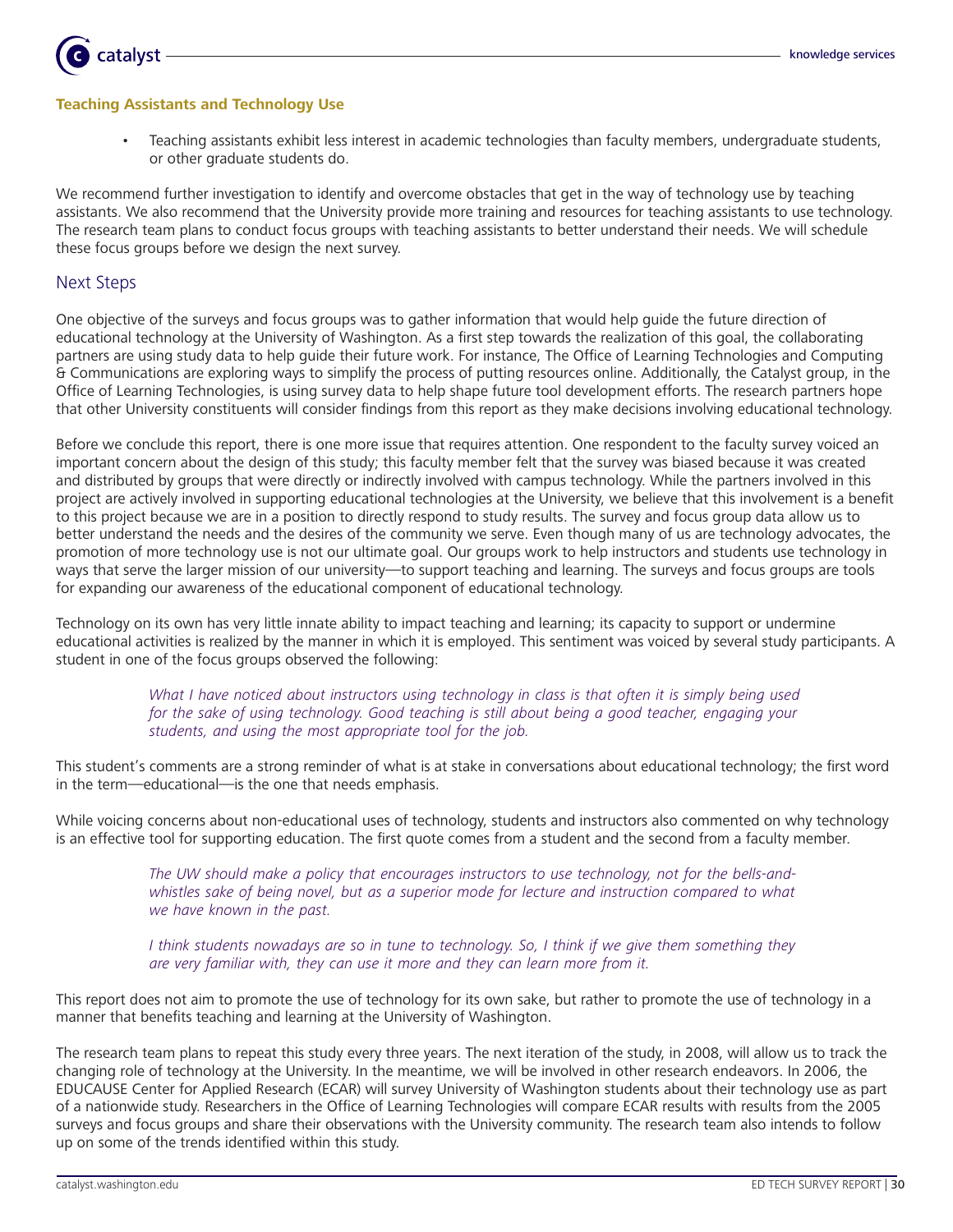### Teaching Assistants and Technology Use

- Teaching assistants exhibit less interest in academic technologies than faculty members, undergraduate students, or other graduate students do.

We recommend further investigation to identify and overcome obstacles that get in the way of technology use by teaching assistants. We also recommend that the University provide more training and resources for teaching assistants to use technology. The research team plans to conduct focus groups with teaching assistants to better understand their needs. We will schedule these focus groups before we design the next survey.

## Next Steps

One objective of the surveys and focus groups was to gather information that would help guide the future direction of educational technology at the University of Washington. As a first step towards the realization of this goal, the collaborating partners are using study data to help guide their future work. For instance, The Office of Learning Technologies and Computing & Communications are exploring ways to simplify the process of putting resources online. Additionally, the Catalyst group, in the Office of Learning Technologies, is using survey data to help shape future tool development efforts. The research partners hope that other University constituents will consider findings from this report as they make decisions involving educational technology.

Before we conclude this report, there is one more issue that requires attention. One respondent to the faculty survey voiced an important concern about the design of this study; this faculty member felt that the survey was biased because it was created and distributed by groups that were directly or indirectly involved with campus technology. While the partners involved in this project are actively involved in supporting educational technologies at the University, we believe that this involvement is a benefit to this project because we are in a position to directly respond to study results. The survey and focus group data allow us to better understand the needs and the desires of the community we serve. Even though many of us are technology advocates, the promotion of more technology use is not our ultimate goal. Our groups work to help instructors and students use technology in ways that serve the larger mission of our university—to support teaching and learning. The surveys and focus groups are tools for expanding our awareness of the educational component of educational technology.

Technology on its own has very little innate ability to impact teaching and learning; its capacity to support or undermine educational activities is realized by the manner in which it is employed. This sentiment was voiced by several study participants. A student in one of the focus groups observed the following:

> *What I have noticed about instructors using technology in class is that often it is simply being used for the sake of using technology. Good teaching is still about being a good teacher, engaging your students, and using the most appropriate tool for the job.*

This student's comments are a strong reminder of what is at stake in conversations about educational technology; the first word in the term—educational—is the one that needs emphasis.

While voicing concerns about non-educational uses of technology, students and instructors also commented on why technology is an effective tool for supporting education. The first quote comes from a student and the second from a faculty member.

> *The UW should make a policy that encourages instructors to use technology, not for the bells-and-whistles sake of being novel, but as a superior mode for lecture and instruction compared to what we have known in the past.*

> *I think students nowadays are so in tune to technology. So, I think if we give them something they are very familiar with, they can use it more and they can learn more from it.*

This report does not aim to promote the use of technology for its own sake, but rather to promote the use of technology in a manner that benefits teaching and learning at the University of Washington.

The research team plans to repeat this study every three years. The next iteration of the study, in 2008, will allow us to track the changing role of technology at the University. In the meantime, we will be involved in other research endeavors. In 2006, the EDUCAUSE Center for Applied Research (ECAR) will survey University of Washington students about their technology use as part of a nationwide study. Researchers in the Office of Learning Technologies will compare ECAR results with results from the 2005 surveys and focus groups and share their observations with the University community. The research team also intends to follow up on some of the trends identified within this study.